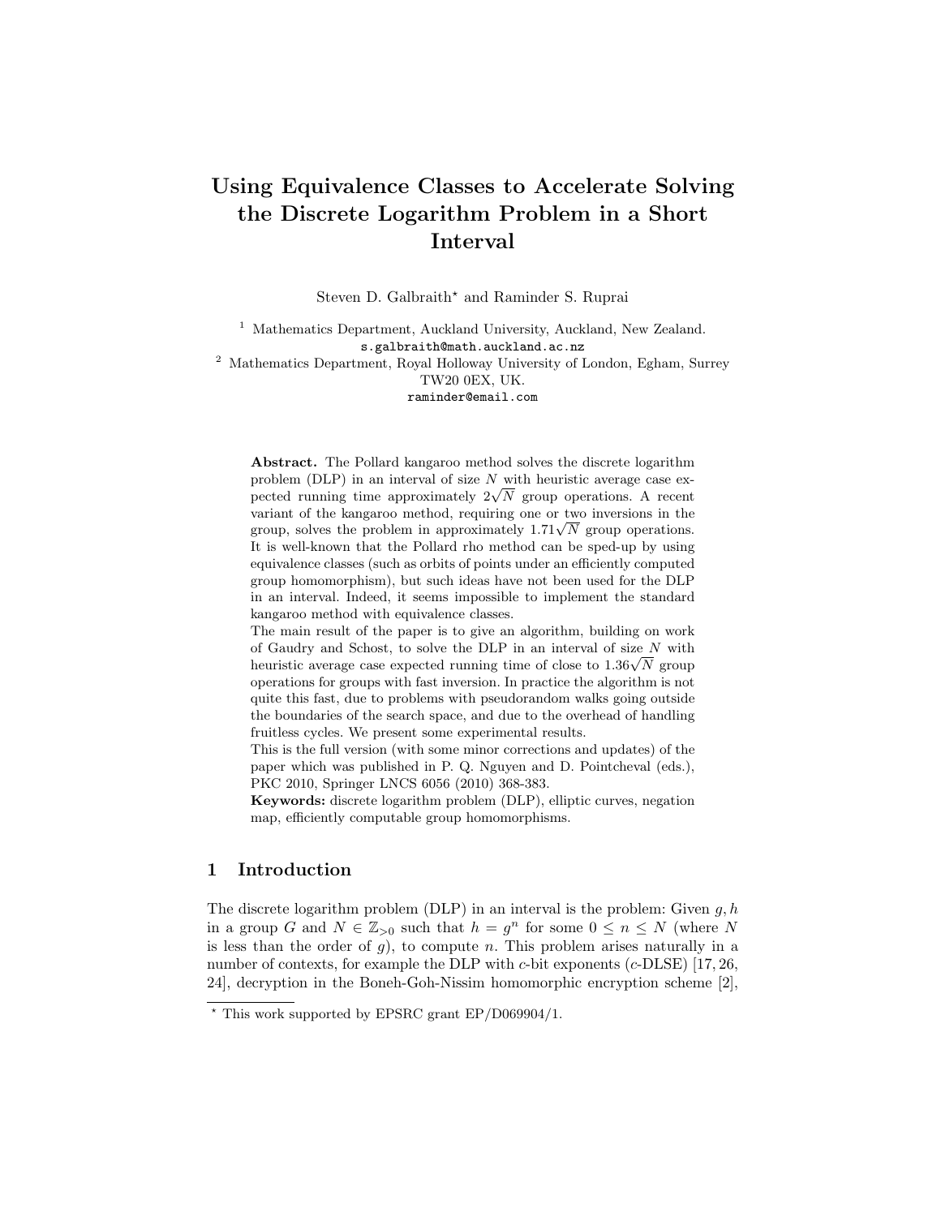# Using Equivalence Classes to Accelerate Solving the Discrete Logarithm Problem in a Short Interval

Steven D. Galbraith* and Raminder S. Ruprai

[1] Mathematics Department, Auckland University, Auckland, New Zealand.
s.galbraith@math.auckland.ac.nz

[2] Mathematics Department, Royal Holloway University of London, Egham, Surrey TW20 0EX, UK.
raminder@email.com

**Abstract.** The Pollard kangaroo method solves the discrete logarithm problem (DLP) in an interval of size $N$ with heuristic average case expected running time approximately $2\sqrt{N}$ group operations. A recent variant of the kangaroo method, requiring one or two inversions in the group, solves the problem in approximately $1.71\sqrt{N}$ group operations. It is well-known that the Pollard rho method can be sped-up by using equivalence classes (such as orbits of points under an efficiently computed group homomorphism), but such ideas have not been used for the DLP in an interval. Indeed, it seems impossible to implement the standard kangaroo method with equivalence classes.

The main result of the paper is to give an algorithm, building on work of Gaudry and Schost, to solve the DLP in an interval of size $N$ with heuristic average case expected running time of close to $1.36\sqrt{N}$ group operations for groups with fast inversion. In practice the algorithm is not quite this fast, due to problems with pseudorandom walks going outside the boundaries of the search space, and due to the overhead of handling fruitless cycles. We present some experimental results.

This is the full version (with some minor corrections and updates) of the paper which was published in P. Q. Nguyen and D. Pointcheval (eds.), PKC 2010, Springer LNCS 6056 (2010) 368-383.

**Keywords:** discrete logarithm problem (DLP), elliptic curves, negation map, efficiently computable group homomorphisms.

## 1 Introduction

The discrete logarithm problem (DLP) in an interval is the problem: Given $g, h$ in a group $G$ and $N \in \mathbb{Z}_{>0}$ such that $h = g^n$ for some $0 \leq n \leq N$ (where $N$ is less than the order of $g$), to compute $n$. This problem arises naturally in a number of contexts, for example the DLP with $c$-bit exponents ($c$-DLSE) [17, 26, 24], decryption in the Boneh-Goh-Nissim homomorphic encryption scheme [2],

* This work supported by EPSRC grant EP/D069904/1.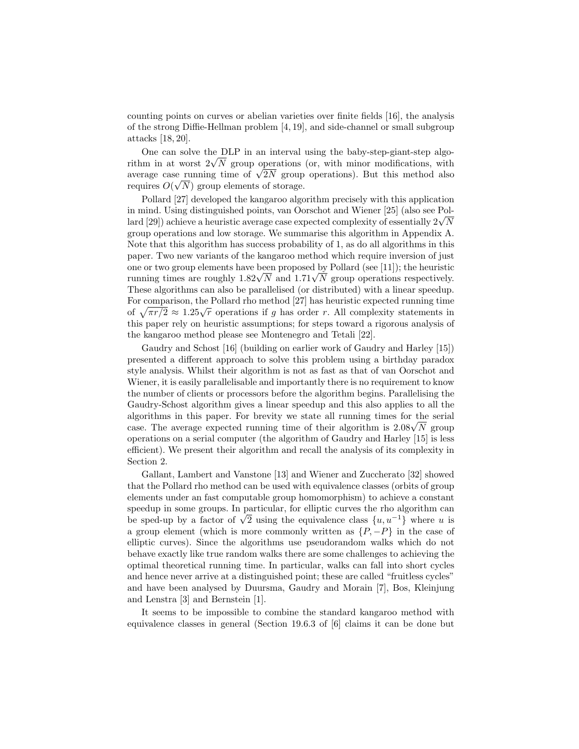counting points on curves or abelian varieties over finite fields [16], the analysis of the strong Diffie-Hellman problem [4, 19], and side-channel or small subgroup attacks [18, 20].

One can solve the DLP in an interval using the baby-step-giant-step algorithm in at worst $2\sqrt{N}$ group operations (or, with minor modifications, with average case running time of $\sqrt{2N}$ group operations). But this method also requires $O(\sqrt{N})$ group elements of storage.

Pollard [27] developed the kangaroo algorithm precisely with this application in mind. Using distinguished points, van Oorschot and Wiener [25] (also see Pollard [29]) achieve a heuristic average case expected complexity of essentially $2\sqrt{N}$ group operations and low storage. We summarise this algorithm in Appendix A. Note that this algorithm has success probability of 1, as do all algorithms in this paper. Two new variants of the kangaroo method which require inversion of just one or two group elements have been proposed by Pollard (see [11]); the heuristic running times are roughly $1.82\sqrt{N}$ and $1.71\sqrt{N}$ group operations respectively. These algorithms can also be parallelised (or distributed) with a linear speedup. For comparison, the Pollard rho method [27] has heuristic expected running time of $\sqrt{\pi r/2} \approx 1.25\sqrt{r}$ operations if $g$ has order $r$. All complexity statements in this paper rely on heuristic assumptions; for steps toward a rigorous analysis of the kangaroo method please see Montenegro and Tetali [22].

Gaudry and Schost [16] (building on earlier work of Gaudry and Harley [15]) presented a different approach to solve this problem using a birthday paradox style analysis. Whilst their algorithm is not as fast as that of van Oorschot and Wiener, it is easily parallelisable and importantly there is no requirement to know the number of clients or processors before the algorithm begins. Parallelising the Gaudry-Schost algorithm gives a linear speedup and this also applies to all the algorithms in this paper. For brevity we state all running times for the serial case. The average expected running time of their algorithm is $2.08\sqrt{N}$ group operations on a serial computer (the algorithm of Gaudry and Harley [15] is less efficient). We present their algorithm and recall the analysis of its complexity in Section 2.

Gallant, Lambert and Vanstone [13] and Wiener and Zuccherato [32] showed that the Pollard rho method can be used with equivalence classes (orbits of group elements under an fast computable group homomorphism) to achieve a constant speedup in some groups. In particular, for elliptic curves the rho algorithm can be sped-up by a factor of $\sqrt{2}$ using the equivalence class $\{u, u^{-1}\}$ where $u$ is a group element (which is more commonly written as $\{P, -P\}$ in the case of elliptic curves). Since the algorithms use pseudorandom walks which do not behave exactly like true random walks there are some challenges to achieving the optimal theoretical running time. In particular, walks can fall into short cycles and hence never arrive at a distinguished point; these are called "fruitless cycles" and have been analysed by Duursma, Gaudry and Morain [7], Bos, Kleinjung and Lenstra [3] and Bernstein [1].

It seems to be impossible to combine the standard kangaroo method with equivalence classes in general (Section 19.6.3 of [6] claims it can be done but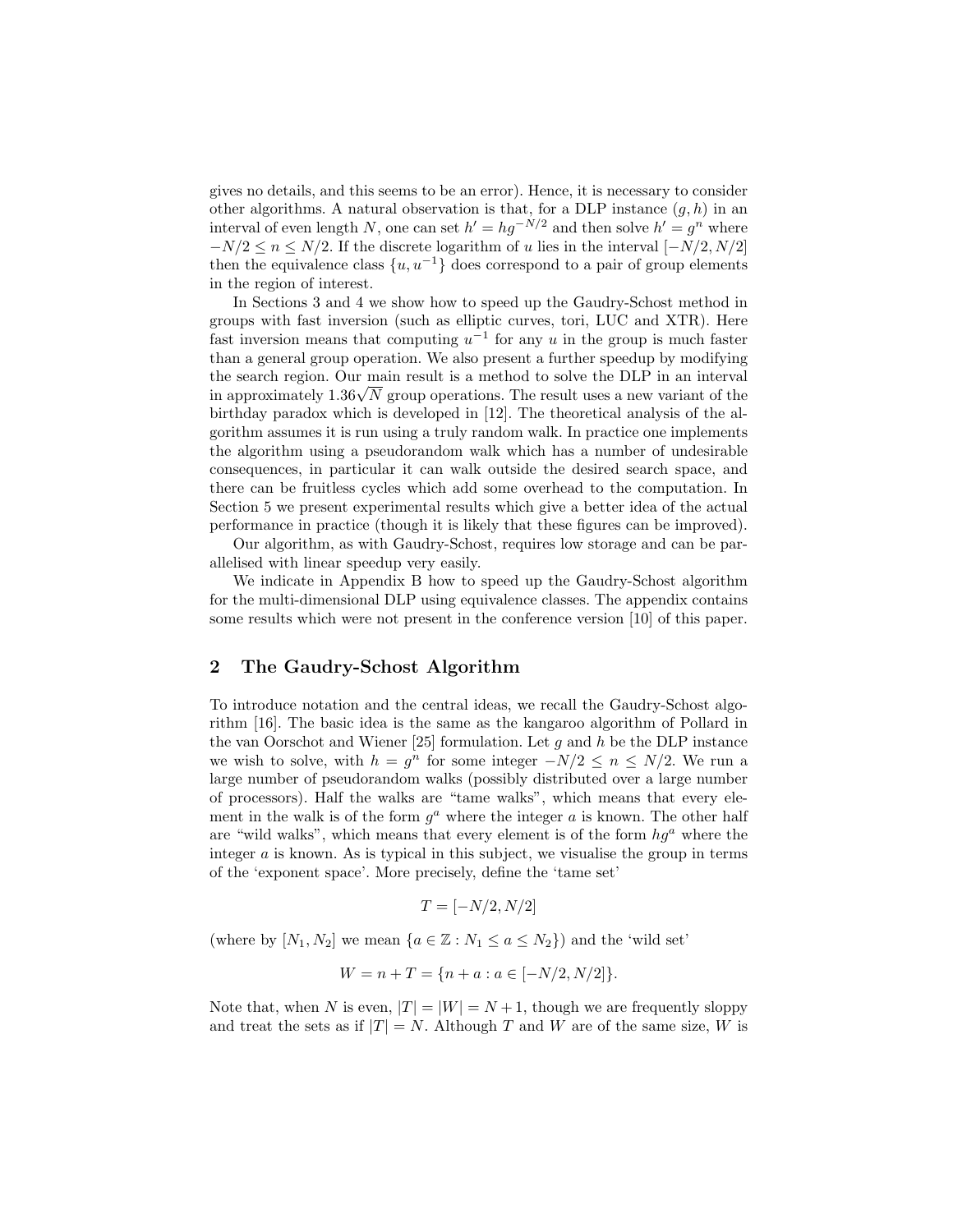gives no details, and this seems to be an error). Hence, it is necessary to consider other algorithms. A natural observation is that, for a DLP instance $(g, h)$ in an interval of even length $N$, one can set $h' = hg^{-N/2}$ and then solve $h' = g^n$ where $-N/2 \le n \le N/2$. If the discrete logarithm of $u$ lies in the interval $[-N/2, N/2]$ then the equivalence class $\{u, u^{-1}\}$ does correspond to a pair of group elements in the region of interest.

In Sections 3 and 4 we show how to speed up the Gaudry-Schost method in groups with fast inversion (such as elliptic curves, tori, LUC and XTR). Here fast inversion means that computing $u^{-1}$ for any $u$ in the group is much faster than a general group operation. We also present a further speedup by modifying the search region. Our main result is a method to solve the DLP in an interval in approximately $1.36\sqrt{N}$ group operations. The result uses a new variant of the birthday paradox which is developed in [12]. The theoretical analysis of the algorithm assumes it is run using a truly random walk. In practice one implements the algorithm using a pseudorandom walk which has a number of undesirable consequences, in particular it can walk outside the desired search space, and there can be fruitless cycles which add some overhead to the computation. In Section 5 we present experimental results which give a better idea of the actual performance in practice (though it is likely that these figures can be improved).

Our algorithm, as with Gaudry-Schost, requires low storage and can be parallelised with linear speedup very easily.

We indicate in Appendix B how to speed up the Gaudry-Schost algorithm for the multi-dimensional DLP using equivalence classes. The appendix contains some results which were not present in the conference version [10] of this paper.

## 2 The Gaudry-Schost Algorithm

To introduce notation and the central ideas, we recall the Gaudry-Schost algorithm [16]. The basic idea is the same as the kangaroo algorithm of Pollard in the van Oorschot and Wiener [25] formulation. Let $g$ and $h$ be the DLP instance we wish to solve, with $h = g^n$ for some integer $-N/2 \le n \le N/2$. We run a large number of pseudorandom walks (possibly distributed over a large number of processors). Half the walks are "tame walks", which means that every element in the walk is of the form $g^a$ where the integer $a$ is known. The other half are "wild walks", which means that every element is of the form $hg^a$ where the integer $a$ is known. As is typical in this subject, we visualise the group in terms of the 'exponent space'. More precisely, define the 'tame set'

$$T = [-N/2, N/2]$$

(where by $[N_1, N_2]$ we mean $\{a \in \mathbb{Z} : N_1 \le a \le N_2\}$) and the 'wild set'

$$W = n + T = \{n + a : a \in [-N/2, N/2]\}.$$

Note that, when $N$ is even, $|T| = |W| = N + 1$, though we are frequently sloppy and treat the sets as if $|T| = N$. Although $T$ and $W$ are of the same size, $W$ is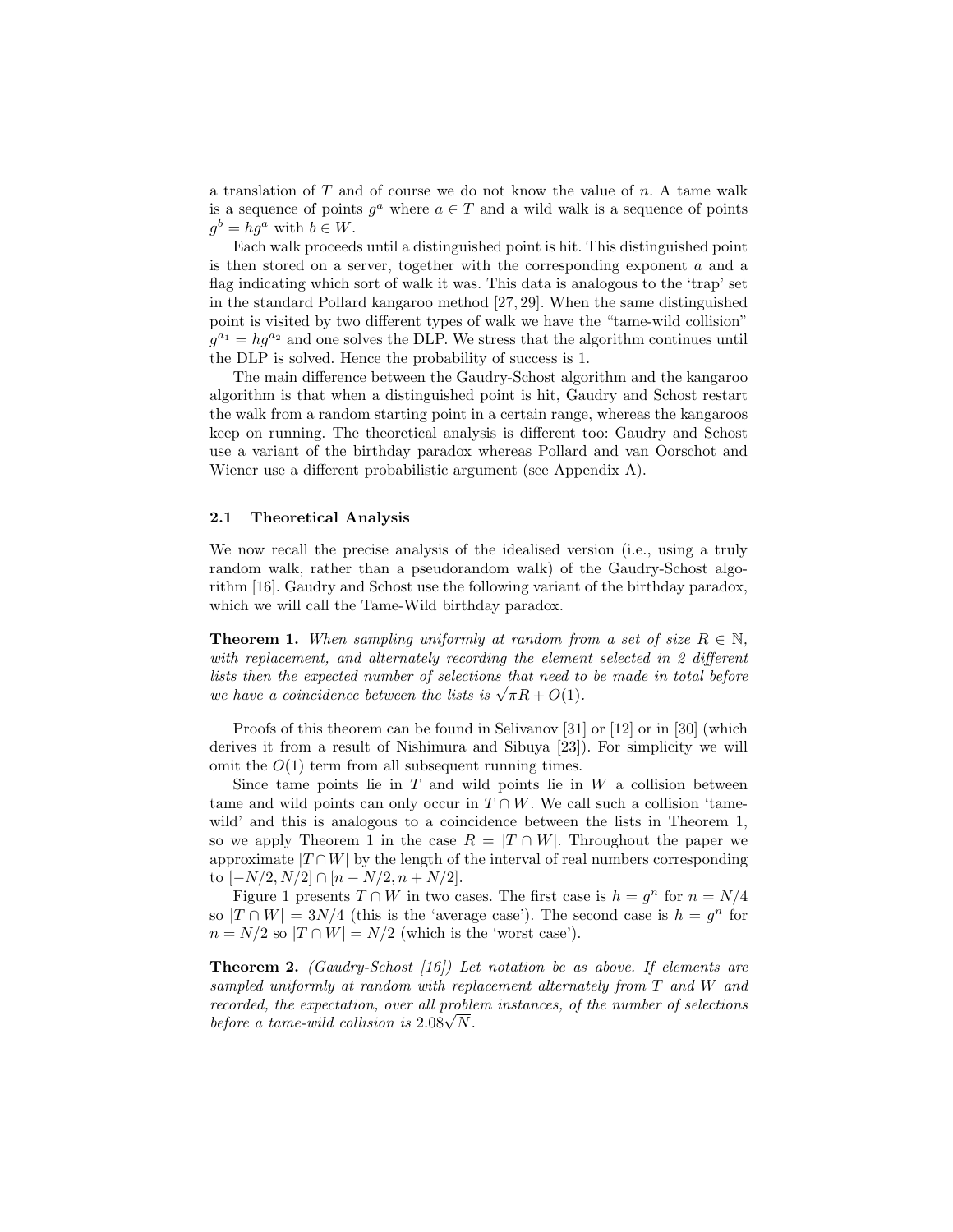a translation of $T$ and of course we do not know the value of $n$. A tame walk is a sequence of points $g^a$ where $a \in T$ and a wild walk is a sequence of points $g^b = hg^a$ with $b \in W$.

Each walk proceeds until a distinguished point is hit. This distinguished point is then stored on a server, together with the corresponding exponent $a$ and a flag indicating which sort of walk it was. This data is analogous to the 'trap' set in the standard Pollard kangaroo method [27, 29]. When the same distinguished point is visited by two different types of walk we have the "tame-wild collision" $g^{a_1} = hg^{a_2}$ and one solves the DLP. We stress that the algorithm continues until the DLP is solved. Hence the probability of success is 1.

The main difference between the Gaudry-Schost algorithm and the kangaroo algorithm is that when a distinguished point is hit, Gaudry and Schost restart the walk from a random starting point in a certain range, whereas the kangaroos keep on running. The theoretical analysis is different too: Gaudry and Schost use a variant of the birthday paradox whereas Pollard and van Oorschot and Wiener use a different probabilistic argument (see Appendix A).

### 2.1 Theoretical Analysis

We now recall the precise analysis of the idealised version (i.e., using a truly random walk, rather than a pseudorandom walk) of the Gaudry-Schost algorithm [16]. Gaudry and Schost use the following variant of the birthday paradox, which we will call the Tame-Wild birthday paradox.

**Theorem 1.** *When sampling uniformly at random from a set of size $R \in \mathbb{N}$, with replacement, and alternately recording the element selected in 2 different lists then the expected number of selections that need to be made in total before we have a coincidence between the lists is $\sqrt{\pi R} + O(1)$.*

Proofs of this theorem can be found in Selivanov [31] or [12] or in [30] (which derives it from a result of Nishimura and Sibuya [23]). For simplicity we will omit the $O(1)$ term from all subsequent running times.

Since tame points lie in $T$ and wild points lie in $W$ a collision between tame and wild points can only occur in $T \cap W$. We call such a collision 'tame-wild' and this is analogous to a coincidence between the lists in Theorem 1, so we apply Theorem 1 in the case $R = |T \cap W|$. Throughout the paper we approximate $|T \cap W|$ by the length of the interval of real numbers corresponding to $[-N/2, N/2] \cap [n - N/2, n + N/2]$.

Figure 1 presents $T \cap W$ in two cases. The first case is $h = g^n$ for $n = N/4$ so $|T \cap W| = 3N/4$ (this is the 'average case'). The second case is $h = g^n$ for $n = N/2$ so $|T \cap W| = N/2$ (which is the 'worst case').

**Theorem 2.** *(Gaudry-Schost [16]) Let notation be as above. If elements are sampled uniformly at random with replacement alternately from $T$ and $W$ and recorded, the expectation, over all problem instances, of the number of selections before a tame-wild collision is $2.08\sqrt{N}$.*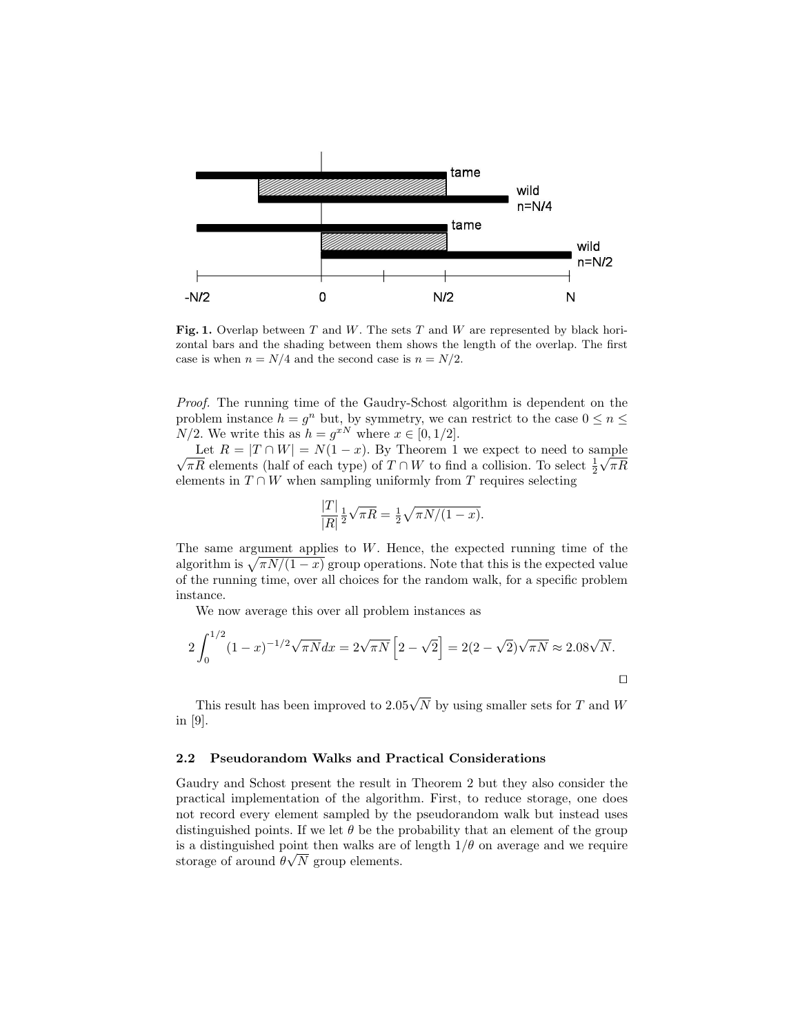**Fig. 1.** Overlap between $T$ and $W$. The sets $T$ and $W$ are represented by black horizontal bars and the shading between them shows the length of the overlap. The first case is when $n = N/4$ and the second case is $n = N/2$.

*Proof.* The running time of the Gaudry-Schost algorithm is dependent on the problem instance $h = g^n$ but, by symmetry, we can restrict to the case $0 \leq n \leq N/2$. We write this as $h = g^{xN}$ where $x \in [0, 1/2]$.

Let $R = |T \cap W| = N(1 - x)$. By Theorem 1 we expect to need to sample $\sqrt{\pi R}$ elements (half of each type) of $T \cap W$ to find a collision. To select $\frac{1}{2}\sqrt{\pi R}$ elements in $T \cap W$ when sampling uniformly from $T$ requires selecting

$$\frac{|T|}{|R|}\frac{1}{2}\sqrt{\pi R} = \frac{1}{2}\sqrt{\pi N/(1-x)}.$$

The same argument applies to $W$. Hence, the expected running time of the algorithm is $\sqrt{\pi N/(1-x)}$ group operations. Note that this is the expected value of the running time, over all choices for the random walk, for a specific problem instance.

We now average this over all problem instances as

$$2\int_0^{1/2}(1-x)^{-1/2}\sqrt{\pi N}dx = 2\sqrt{\pi N}\left[2-\sqrt{2}\right] = 2(2-\sqrt{2})\sqrt{\pi N} \approx 2.08\sqrt{N}.$$

□

This result has been improved to $2.05\sqrt{N}$ by using smaller sets for $T$ and $W$ in [9].

### 2.2 Pseudorandom Walks and Practical Considerations

Gaudry and Schost present the result in Theorem 2 but they also consider the practical implementation of the algorithm. First, to reduce storage, one does not record every element sampled by the pseudorandom walk but instead uses distinguished points. If we let $\theta$ be the probability that an element of the group is a distinguished point then walks are of length $1/\theta$ on average and we require storage of around $\theta\sqrt{N}$ group elements.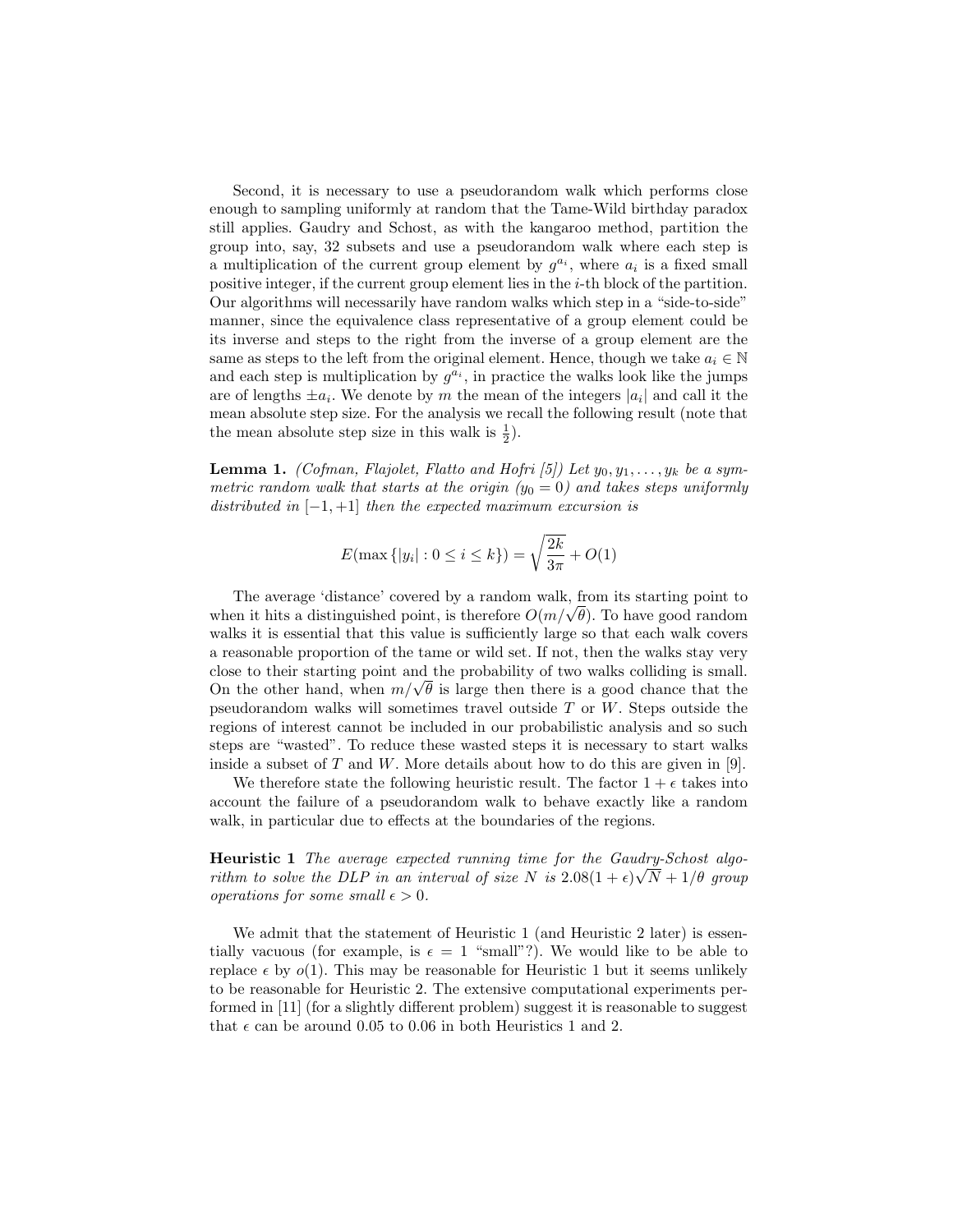Second, it is necessary to use a pseudorandom walk which performs close enough to sampling uniformly at random that the Tame-Wild birthday paradox still applies. Gaudry and Schost, as with the kangaroo method, partition the group into, say, 32 subsets and use a pseudorandom walk where each step is a multiplication of the current group element by $g^{a_i}$, where $a_i$ is a fixed small positive integer, if the current group element lies in the $i$-th block of the partition. Our algorithms will necessarily have random walks which step in a "side-to-side" manner, since the equivalence class representative of a group element could be its inverse and steps to the right from the inverse of a group element are the same as steps to the left from the original element. Hence, though we take $a_i \in \mathbb{N}$ and each step is multiplication by $g^{a_i}$, in practice the walks look like the jumps are of lengths $\pm a_i$. We denote by $m$ the mean of the integers $|a_i|$ and call it the mean absolute step size. For the analysis we recall the following result (note that the mean absolute step size in this walk is $\frac{1}{2}$).

**Lemma 1.** *(Cofman, Flajolet, Flatto and Hofri [5]) Let $y_0, y_1, \ldots, y_k$ be a symmetric random walk that starts at the origin ($y_0 = 0$) and takes steps uniformly distributed in $[-1, +1]$ then the expected maximum excursion is*

$$E(\max\{|y_i| : 0 \leq i \leq k\}) = \sqrt{\frac{2k}{3\pi}} + O(1)$$

The average 'distance' covered by a random walk, from its starting point to when it hits a distinguished point, is therefore $O(m/\sqrt{\theta})$. To have good random walks it is essential that this value is sufficiently large so that each walk covers a reasonable proportion of the tame or wild set. If not, then the walks stay very close to their starting point and the probability of two walks colliding is small. On the other hand, when $m/\sqrt{\theta}$ is large then there is a good chance that the pseudorandom walks will sometimes travel outside $T$ or $W$. Steps outside the regions of interest cannot be included in our probabilistic analysis and so such steps are "wasted". To reduce these wasted steps it is necessary to start walks inside a subset of $T$ and $W$. More details about how to do this are given in [9].

We therefore state the following heuristic result. The factor $1 + \epsilon$ takes into account the failure of a pseudorandom walk to behave exactly like a random walk, in particular due to effects at the boundaries of the regions.

**Heuristic 1** *The average expected running time for the Gaudry-Schost algorithm to solve the DLP in an interval of size $N$ is $2.08(1 + \epsilon)\sqrt{N} + 1/\theta$ group operations for some small $\epsilon > 0$.*

We admit that the statement of Heuristic 1 (and Heuristic 2 later) is essentially vacuous (for example, is $\epsilon = 1$ "small"?). We would like to be able to replace $\epsilon$ by $o(1)$. This may be reasonable for Heuristic 1 but it seems unlikely to be reasonable for Heuristic 2. The extensive computational experiments performed in [11] (for a slightly different problem) suggest it is reasonable to suggest that $\epsilon$ can be around 0.05 to 0.06 in both Heuristics 1 and 2.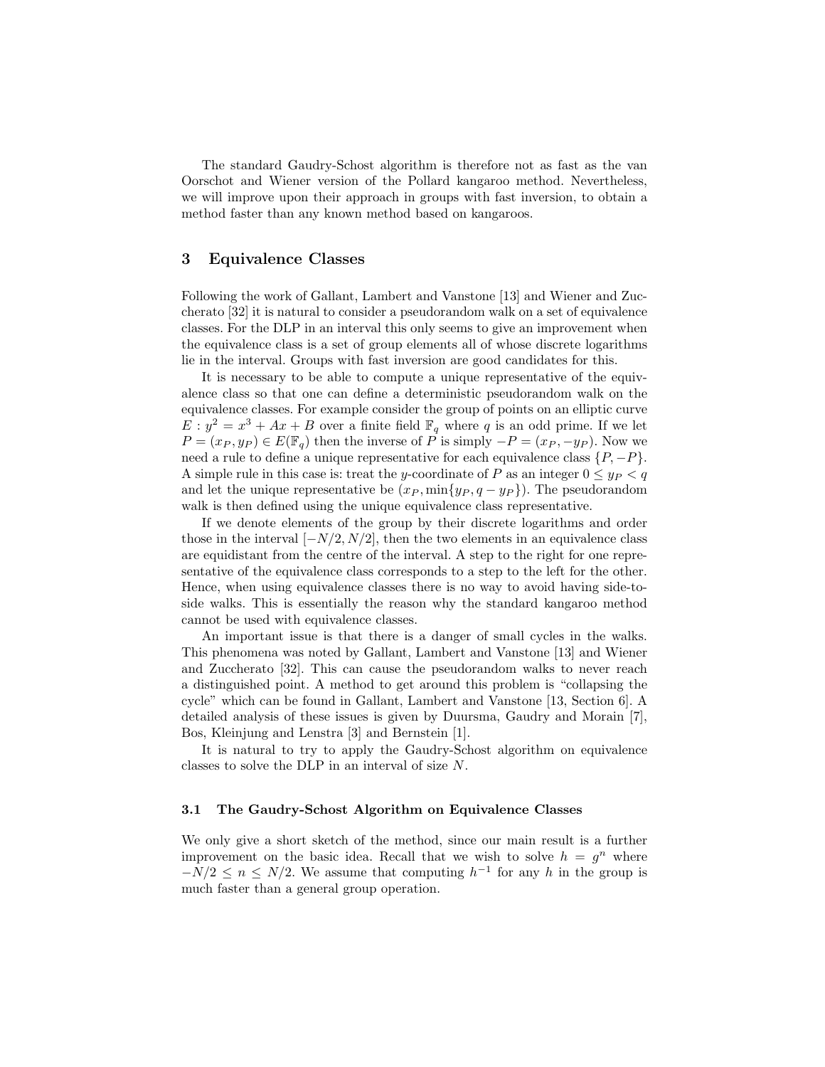The standard Gaudry-Schost algorithm is therefore not as fast as the van Oorschot and Wiener version of the Pollard kangaroo method. Nevertheless, we will improve upon their approach in groups with fast inversion, to obtain a method faster than any known method based on kangaroos.

## 3 Equivalence Classes

Following the work of Gallant, Lambert and Vanstone [13] and Wiener and Zuccherato [32] it is natural to consider a pseudorandom walk on a set of equivalence classes. For the DLP in an interval this only seems to give an improvement when the equivalence class is a set of group elements all of whose discrete logarithms lie in the interval. Groups with fast inversion are good candidates for this.

It is necessary to be able to compute a unique representative of the equivalence class so that one can define a deterministic pseudorandom walk on the equivalence classes. For example consider the group of points on an elliptic curve $E : y^2 = x^3 + Ax + B$ over a finite field $\mathbb{F}_q$ where $q$ is an odd prime. If we let $P = (x_P, y_P) \in E(\mathbb{F}_q)$ then the inverse of $P$ is simply $-P = (x_P, -y_P)$. Now we need a rule to define a unique representative for each equivalence class $\{P, -P\}$. A simple rule in this case is: treat the $y$-coordinate of $P$ as an integer $0 \leq y_P < q$ and let the unique representative be $(x_P, \min\{y_P, q - y_P\})$. The pseudorandom walk is then defined using the unique equivalence class representative.

If we denote elements of the group by their discrete logarithms and order those in the interval $[-N/2, N/2]$, then the two elements in an equivalence class are equidistant from the centre of the interval. A step to the right for one representative of the equivalence class corresponds to a step to the left for the other. Hence, when using equivalence classes there is no way to avoid having side-to-side walks. This is essentially the reason why the standard kangaroo method cannot be used with equivalence classes.

An important issue is that there is a danger of small cycles in the walks. This phenomena was noted by Gallant, Lambert and Vanstone [13] and Wiener and Zuccherato [32]. This can cause the pseudorandom walks to never reach a distinguished point. A method to get around this problem is "collapsing the cycle" which can be found in Gallant, Lambert and Vanstone [13, Section 6]. A detailed analysis of these issues is given by Duursma, Gaudry and Morain [7], Bos, Kleinjung and Lenstra [3] and Bernstein [1].

It is natural to try to apply the Gaudry-Schost algorithm on equivalence classes to solve the DLP in an interval of size $N$.

### 3.1 The Gaudry-Schost Algorithm on Equivalence Classes

We only give a short sketch of the method, since our main result is a further improvement on the basic idea. Recall that we wish to solve $h = g^n$ where $-N/2 \leq n \leq N/2$. We assume that computing $h^{-1}$ for any $h$ in the group is much faster than a general group operation.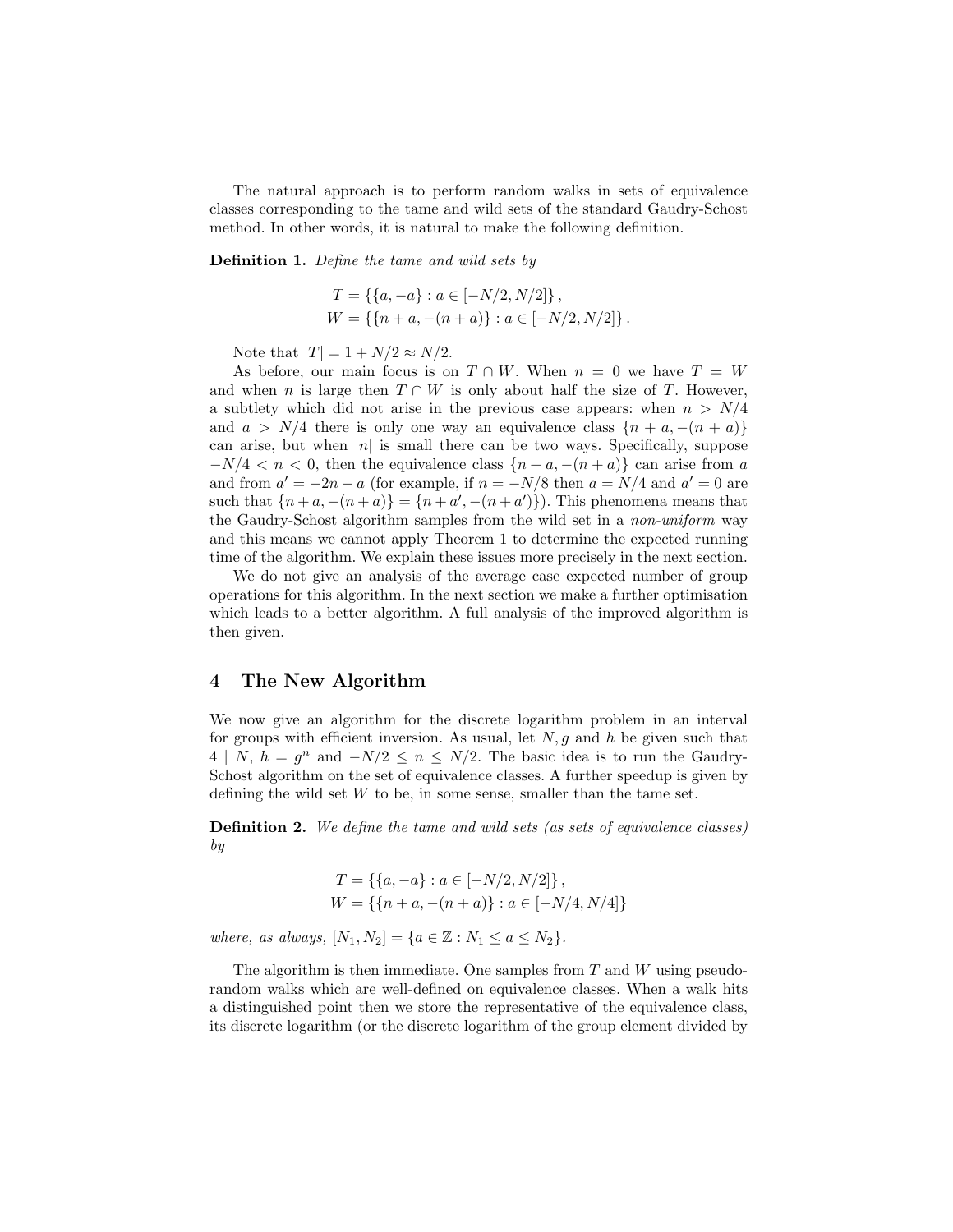The natural approach is to perform random walks in sets of equivalence classes corresponding to the tame and wild sets of the standard Gaudry-Schost method. In other words, it is natural to make the following definition.

**Definition 1.** *Define the tame and wild sets by*

$$
\begin{aligned}
T &= \{\{a, -a\} : a \in [-N/2, N/2]\}\,, \\
W &= \{\{n + a, -(n + a)\} : a \in [-N/2, N/2]\}\,.
\end{aligned}
$$

Note that $|T| = 1 + N/2 \approx N/2$.

As before, our main focus is on $T \cap W$. When $n = 0$ we have $T = W$ and when $n$ is large then $T \cap W$ is only about half the size of $T$. However, a subtlety which did not arise in the previous case appears: when $n > N/4$ and $a > N/4$ there is only one way an equivalence class $\{n + a, -(n + a)\}$ can arise, but when $|n|$ is small there can be two ways. Specifically, suppose $-N/4 < n < 0$, then the equivalence class $\{n + a, -(n + a)\}$ can arise from $a$ and from $a' = -2n - a$ (for example, if $n = -N/8$ then $a = N/4$ and $a' = 0$ are such that $\{n + a, -(n + a)\} = \{n + a', -(n + a')\}$). This phenomena means that the Gaudry-Schost algorithm samples from the wild set in a *non-uniform* way and this means we cannot apply Theorem 1 to determine the expected running time of the algorithm. We explain these issues more precisely in the next section.

We do not give an analysis of the average case expected number of group operations for this algorithm. In the next section we make a further optimisation which leads to a better algorithm. A full analysis of the improved algorithm is then given.

## 4 The New Algorithm

We now give an algorithm for the discrete logarithm problem in an interval for groups with efficient inversion. As usual, let $N, g$ and $h$ be given such that $4 \mid N$, $h = g^n$ and $-N/2 \leq n \leq N/2$. The basic idea is to run the Gaudry-Schost algorithm on the set of equivalence classes. A further speedup is given by defining the wild set $W$ to be, in some sense, smaller than the tame set.

**Definition 2.** *We define the tame and wild sets (as sets of equivalence classes) by*

$$
\begin{aligned}
T &= \{\{a, -a\} : a \in [-N/2, N/2]\}\,, \\
W &= \{\{n + a, -(n + a)\} : a \in [-N/4, N/4]\}
\end{aligned}
$$

*where, as always,* $[N_1, N_2] = \{a \in \mathbb{Z} : N_1 \leq a \leq N_2\}$.

The algorithm is then immediate. One samples from $T$ and $W$ using pseudorandom walks which are well-defined on equivalence classes. When a walk hits a distinguished point then we store the representative of the equivalence class, its discrete logarithm (or the discrete logarithm of the group element divided by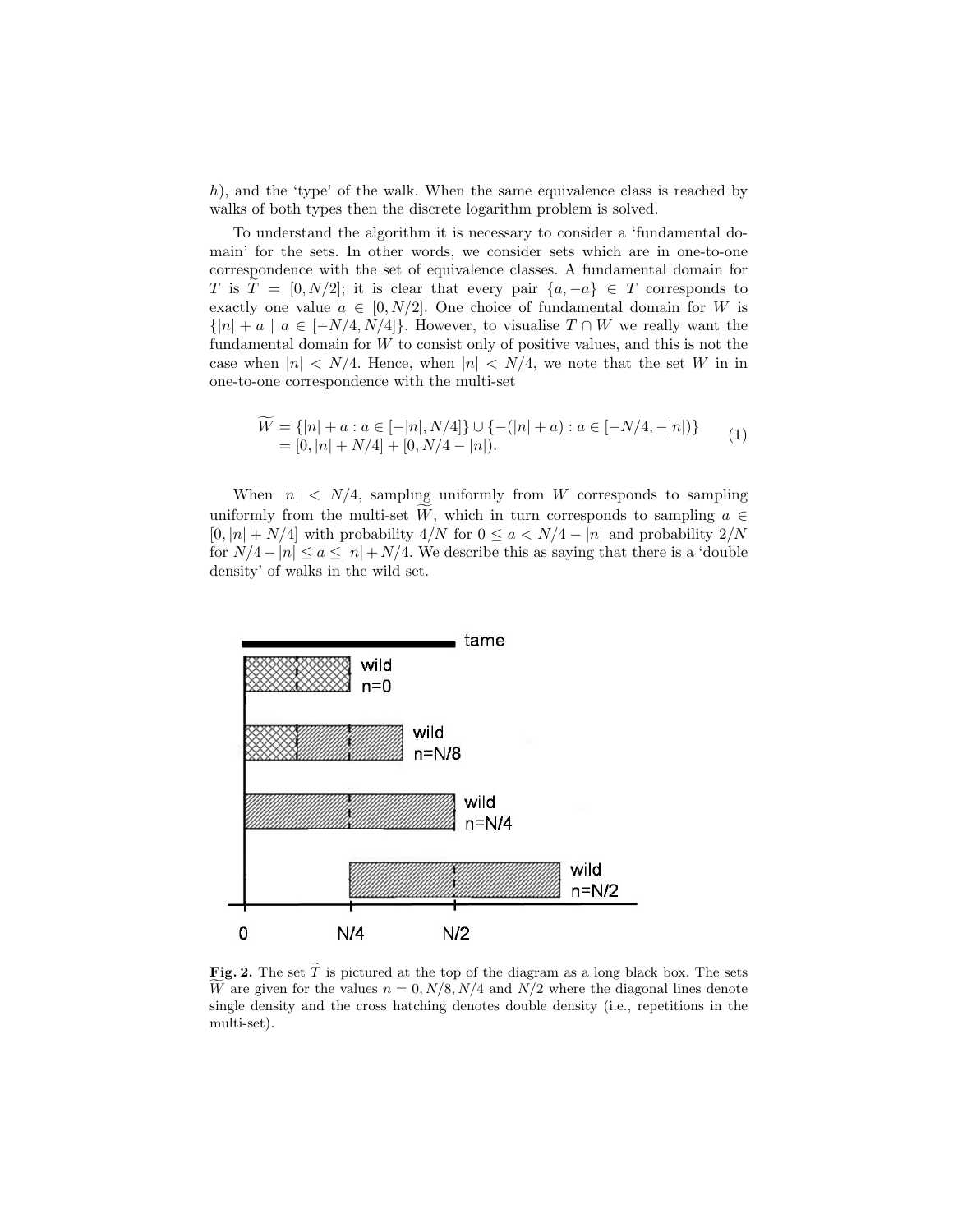h), and the 'type' of the walk. When the same equivalence class is reached by walks of both types then the discrete logarithm problem is solved.

To understand the algorithm it is necessary to consider a 'fundamental domain' for the sets. In other words, we consider sets which are in one-to-one correspondence with the set of equivalence classes. A fundamental domain for $T$ is $\widetilde{T} = [0, N/2]$; it is clear that every pair $\{a, -a\} \in T$ corresponds to exactly one value $a \in [0, N/2]$. One choice of fundamental domain for $W$ is $\{|n| + a \mid a \in [-N/4, N/4]\}$. However, to visualise $T \cap W$ we really want the fundamental domain for $W$ to consist only of positive values, and this is not the case when $|n| < N/4$. Hence, when $|n| < N/4$, we note that the set $W$ in in one-to-one correspondence with the multi-set

$$\begin{aligned}\widetilde{W} &= \{|n| + a : a \in [-|n|, N/4]\} \cup \{-(|n| + a) : a \in [-N/4, -|n|)\} \\ &= [0, |n| + N/4] + [0, N/4 - |n|).\end{aligned} \tag{1}$$

When $|n| < N/4$, sampling uniformly from $W$ corresponds to sampling uniformly from the multi-set $\widetilde{W}$, which in turn corresponds to sampling $a \in [0, |n| + N/4]$ with probability $4/N$ for $0 \leq a < N/4 - |n|$ and probability $2/N$ for $N/4 - |n| \leq a \leq |n| + N/4$. We describe this as saying that there is a 'double density' of walks in the wild set.

**Fig. 2.** The set $\widetilde{T}$ is pictured at the top of the diagram as a long black box. The sets $\widetilde{W}$ are given for the values $n = 0, N/8, N/4$ and $N/2$ where the diagonal lines denote single density and the cross hatching denotes double density (i.e., repetitions in the multi-set).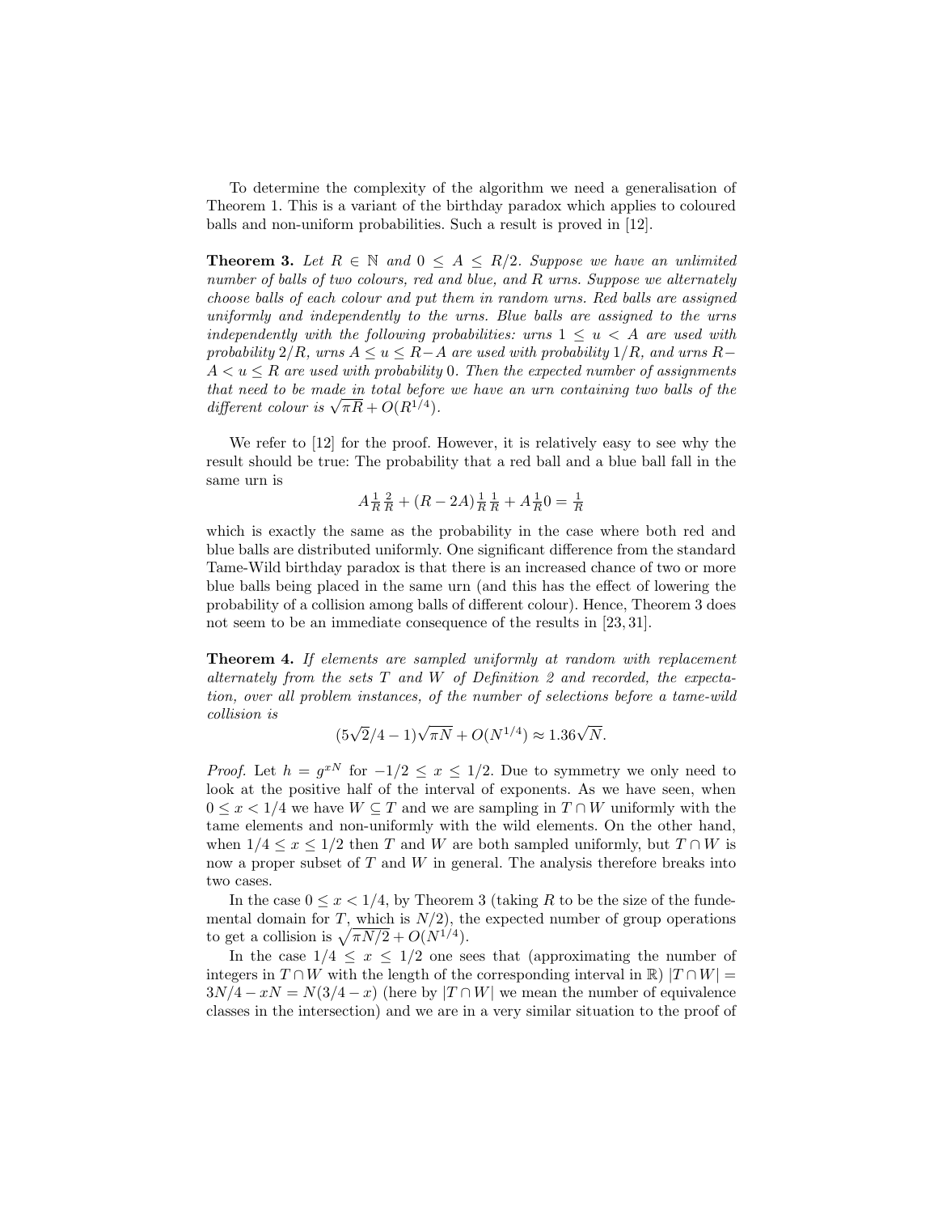To determine the complexity of the algorithm we need a generalisation of Theorem 1. This is a variant of the birthday paradox which applies to coloured balls and non-uniform probabilities. Such a result is proved in [12].

**Theorem 3.** *Let $R \in \mathbb{N}$ and $0 \leq A \leq R/2$. Suppose we have an unlimited number of balls of two colours, red and blue, and $R$ urns. Suppose we alternately choose balls of each colour and put them in random urns. Red balls are assigned uniformly and independently to the urns. Blue balls are assigned to the urns independently with the following probabilities: urns $1 \leq u < A$ are used with probability $2/R$, urns $A \leq u \leq R-A$ are used with probability $1/R$, and urns $R-A < u \leq R$ are used with probability $0$. Then the expected number of assignments that need to be made in total before we have an urn containing two balls of the different colour is $\sqrt{\pi R} + O(R^{1/4})$.*

We refer to [12] for the proof. However, it is relatively easy to see why the result should be true: The probability that a red ball and a blue ball fall in the same urn is

$$A\tfrac{1}{R}\tfrac{2}{R} + (R-2A)\tfrac{1}{R}\tfrac{1}{R} + A\tfrac{1}{R}0 = \tfrac{1}{R}$$

which is exactly the same as the probability in the case where both red and blue balls are distributed uniformly. One significant difference from the standard Tame-Wild birthday paradox is that there is an increased chance of two or more blue balls being placed in the same urn (and this has the effect of lowering the probability of a collision among balls of different colour). Hence, Theorem 3 does not seem to be an immediate consequence of the results in [23, 31].

**Theorem 4.** *If elements are sampled uniformly at random with replacement alternately from the sets $T$ and $W$ of Definition 2 and recorded, the expectation, over all problem instances, of the number of selections before a tame-wild collision is*

$$(5\sqrt{2}/4 - 1)\sqrt{\pi N} + O(N^{1/4}) \approx 1.36\sqrt{N}.$$

*Proof.* Let $h = g^{xN}$ for $-1/2 \leq x \leq 1/2$. Due to symmetry we only need to look at the positive half of the interval of exponents. As we have seen, when $0 \leq x < 1/4$ we have $W \subseteq T$ and we are sampling in $T \cap W$ uniformly with the tame elements and non-uniformly with the wild elements. On the other hand, when $1/4 \leq x \leq 1/2$ then $T$ and $W$ are both sampled uniformly, but $T \cap W$ is now a proper subset of $T$ and $W$ in general. The analysis therefore breaks into two cases.

In the case $0 \leq x < 1/4$, by Theorem 3 (taking $R$ to be the size of the fundemental domain for $T$, which is $N/2$), the expected number of group operations to get a collision is $\sqrt{\pi N/2} + O(N^{1/4})$.

In the case $1/4 \leq x \leq 1/2$ one sees that (approximating the number of integers in $T \cap W$ with the length of the corresponding interval in $\mathbb{R}$) $|T \cap W| = 3N/4 - xN = N(3/4 - x)$ (here by $|T \cap W|$ we mean the number of equivalence classes in the intersection) and we are in a very similar situation to the proof of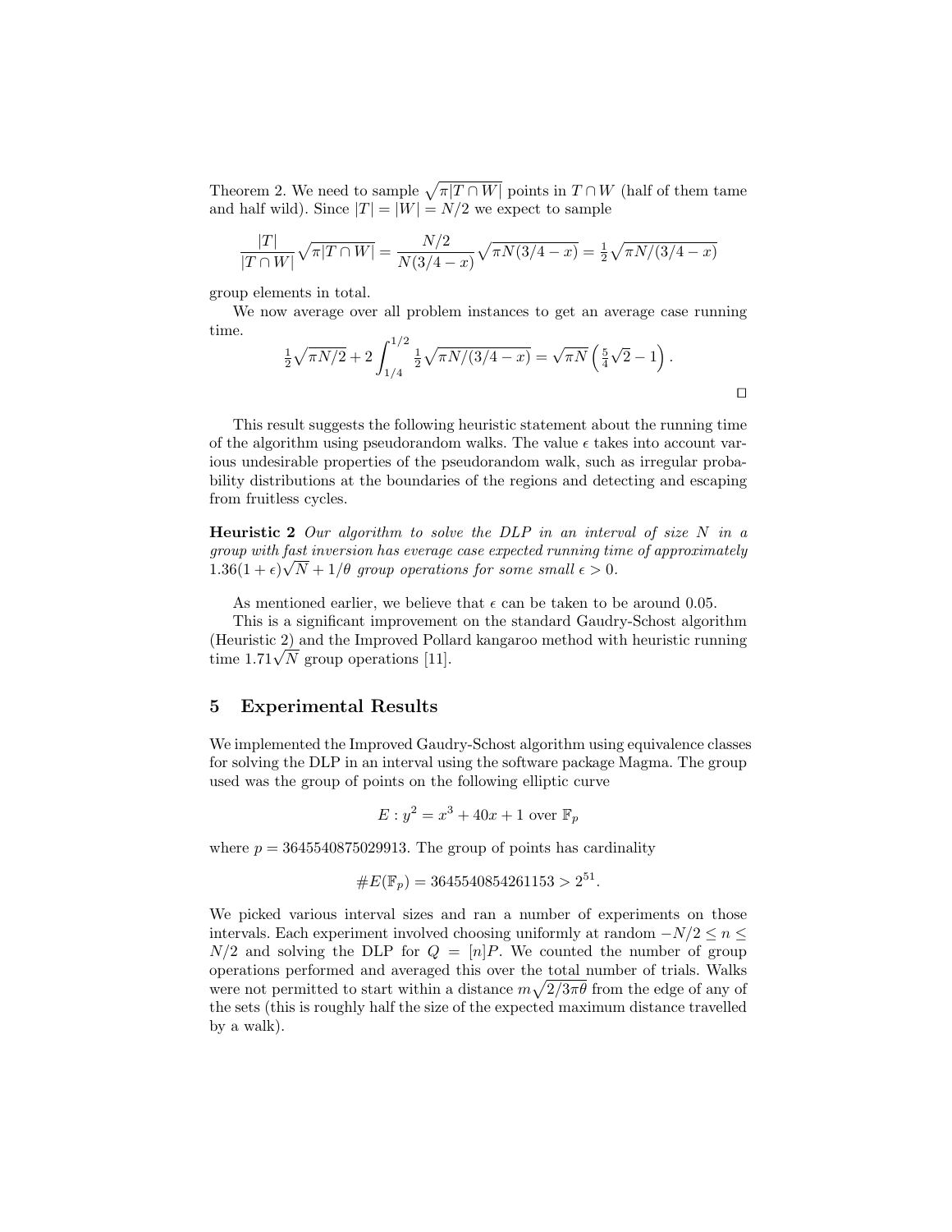Theorem 2. We need to sample $\sqrt{\pi|T \cap W|}$ points in $T \cap W$ (half of them tame and half wild). Since $|T| = |W| = N/2$ we expect to sample

$$\frac{|T|}{|T \cap W|}\sqrt{\pi|T \cap W|} = \frac{N/2}{N(3/4-x)}\sqrt{\pi N(3/4-x)} = \tfrac{1}{2}\sqrt{\pi N/(3/4-x)}$$

group elements in total.

We now average over all problem instances to get an average case running time.

$$\tfrac{1}{2}\sqrt{\pi N/2} + 2\int_{1/4}^{1/2} \tfrac{1}{2}\sqrt{\pi N/(3/4-x)} = \sqrt{\pi N}\left(\tfrac{5}{4}\sqrt{2}-1\right).$$

□

This result suggests the following heuristic statement about the running time of the algorithm using pseudorandom walks. The value $\epsilon$ takes into account various undesirable properties of the pseudorandom walk, such as irregular probability distributions at the boundaries of the regions and detecting and escaping from fruitless cycles.

**Heuristic 2** *Our algorithm to solve the DLP in an interval of size $N$ in a group with fast inversion has everage case expected running time of approximately $1.36(1+\epsilon)\sqrt{N} + 1/\theta$ group operations for some small $\epsilon > 0$.*

As mentioned earlier, we believe that $\epsilon$ can be taken to be around 0.05.

This is a significant improvement on the standard Gaudry-Schost algorithm (Heuristic 2) and the Improved Pollard kangaroo method with heuristic running time $1.71\sqrt{N}$ group operations [11].

## 5 Experimental Results

We implemented the Improved Gaudry-Schost algorithm using equivalence classes for solving the DLP in an interval using the software package Magma. The group used was the group of points on the following elliptic curve

$$E : y^2 = x^3 + 40x + 1 \text{ over } \mathbb{F}_p$$

where $p = 3645540875029913$. The group of points has cardinality

$$\#E(\mathbb{F}_p) = 3645540854261153 > 2^{51}.$$

We picked various interval sizes and ran a number of experiments on those intervals. Each experiment involved choosing uniformly at random $-N/2 \leq n \leq N/2$ and solving the DLP for $Q = [n]P$. We counted the number of group operations performed and averaged this over the total number of trials. Walks were not permitted to start within a distance $m\sqrt{2/3\pi\theta}$ from the edge of any of the sets (this is roughly half the size of the expected maximum distance travelled by a walk).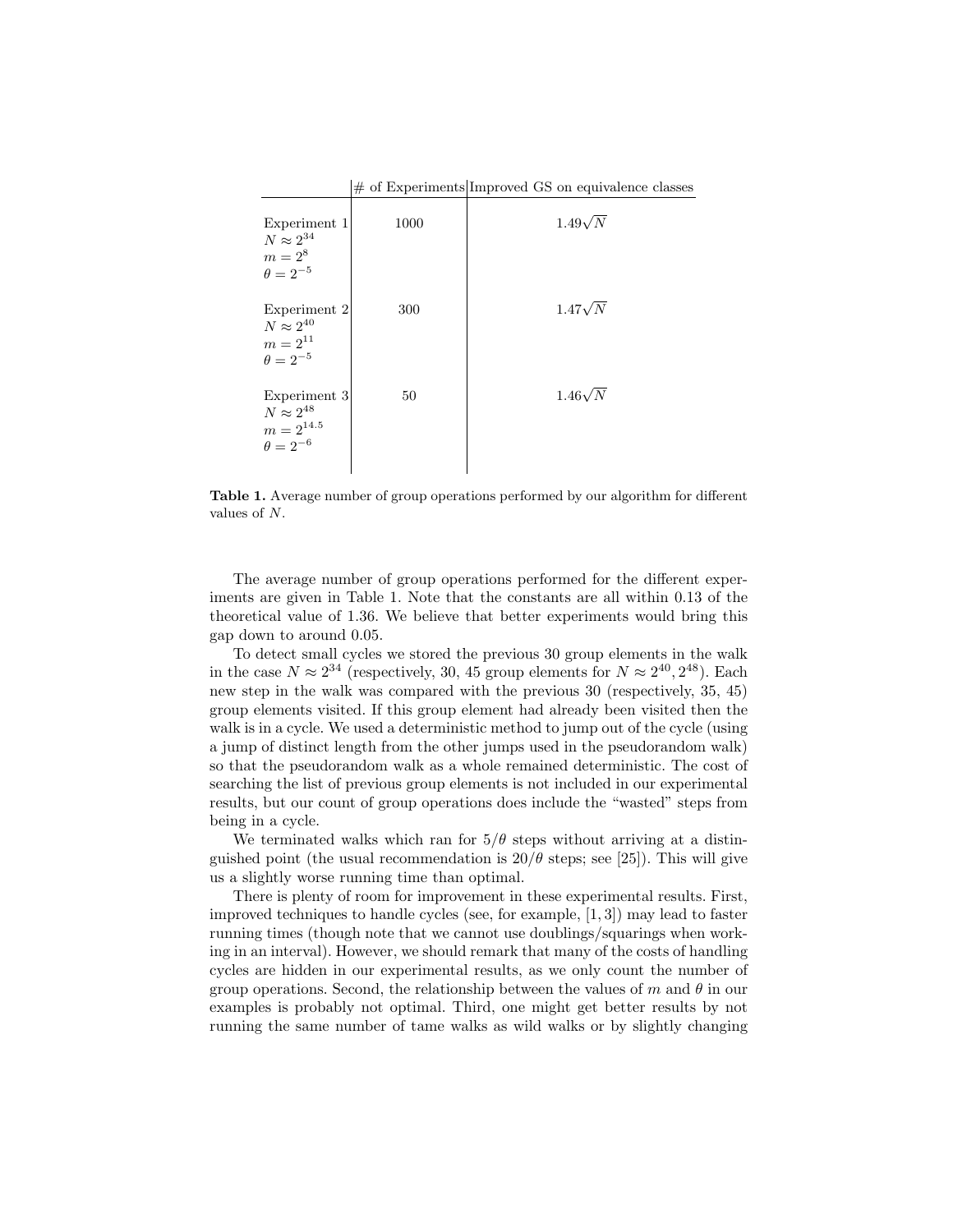| | # of Experiments | Improved GS on equivalence classes |
|---|---|---|
| Experiment 1<br>$N \approx 2^{34}$<br>$m = 2^8$<br>$\theta = 2^{-5}$ | 1000 | $1.49\sqrt{N}$ |
| Experiment 2<br>$N \approx 2^{40}$<br>$m = 2^{11}$<br>$\theta = 2^{-5}$ | 300 | $1.47\sqrt{N}$ |
| Experiment 3<br>$N \approx 2^{48}$<br>$m = 2^{14.5}$<br>$\theta = 2^{-6}$ | 50 | $1.46\sqrt{N}$ |

**Table 1.** Average number of group operations performed by our algorithm for different values of $N$.

The average number of group operations performed for the different experiments are given in Table 1. Note that the constants are all within 0.13 of the theoretical value of 1.36. We believe that better experiments would bring this gap down to around 0.05.

To detect small cycles we stored the previous 30 group elements in the walk in the case $N \approx 2^{34}$ (respectively, 30, 45 group elements for $N \approx 2^{40}, 2^{48}$). Each new step in the walk was compared with the previous 30 (respectively, 35, 45) group elements visited. If this group element had already been visited then the walk is in a cycle. We used a deterministic method to jump out of the cycle (using a jump of distinct length from the other jumps used in the pseudorandom walk) so that the pseudorandom walk as a whole remained deterministic. The cost of searching the list of previous group elements is not included in our experimental results, but our count of group operations does include the "wasted" steps from being in a cycle.

We terminated walks which ran for $5/\theta$ steps without arriving at a distinguished point (the usual recommendation is $20/\theta$ steps; see [25]). This will give us a slightly worse running time than optimal.

There is plenty of room for improvement in these experimental results. First, improved techniques to handle cycles (see, for example, [1, 3]) may lead to faster running times (though note that we cannot use doublings/squarings when working in an interval). However, we should remark that many of the costs of handling cycles are hidden in our experimental results, as we only count the number of group operations. Second, the relationship between the values of $m$ and $\theta$ in our examples is probably not optimal. Third, one might get better results by not running the same number of tame walks as wild walks or by slightly changing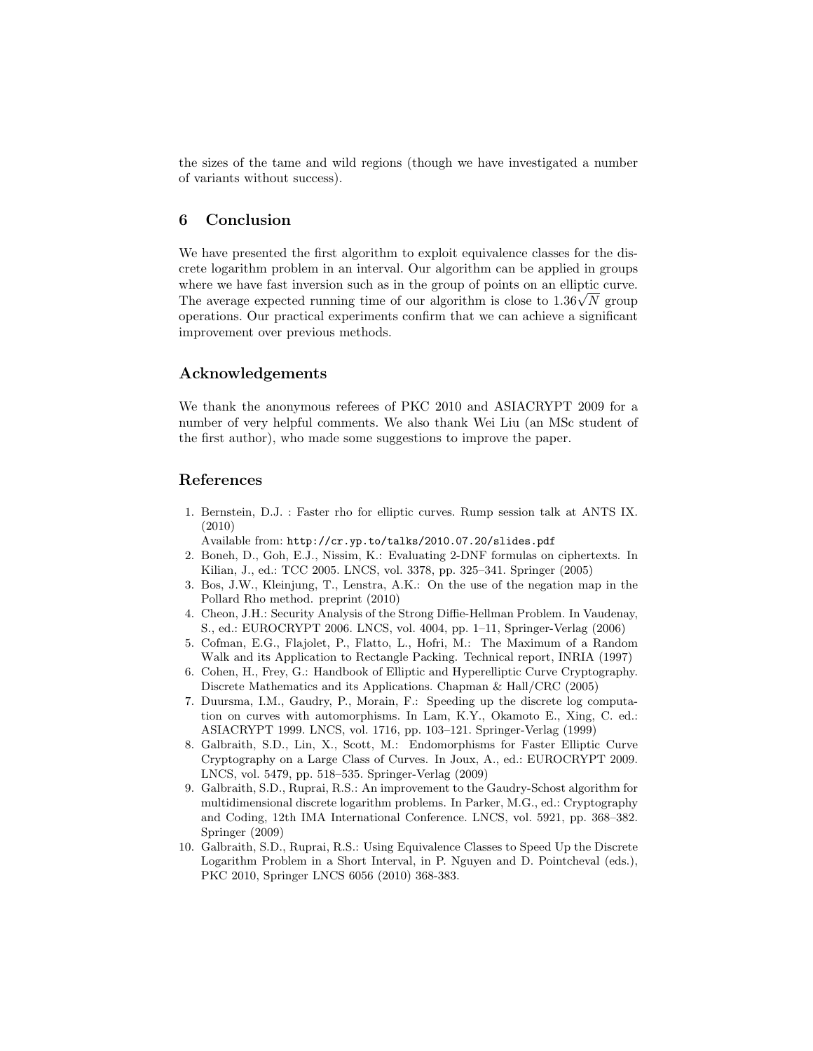the sizes of the tame and wild regions (though we have investigated a number of variants without success).

## 6 Conclusion

We have presented the first algorithm to exploit equivalence classes for the discrete logarithm problem in an interval. Our algorithm can be applied in groups where we have fast inversion such as in the group of points on an elliptic curve. The average expected running time of our algorithm is close to $1.36\sqrt{N}$ group operations. Our practical experiments confirm that we can achieve a significant improvement over previous methods.

## Acknowledgements

We thank the anonymous referees of PKC 2010 and ASIACRYPT 2009 for a number of very helpful comments. We also thank Wei Liu (an MSc student of the first author), who made some suggestions to improve the paper.

## References

1. Bernstein, D.J. : Faster rho for elliptic curves. Rump session talk at ANTS IX. (2010)
   Available from: `http://cr.yp.to/talks/2010.07.20/slides.pdf`
2. Boneh, D., Goh, E.J., Nissim, K.: Evaluating 2-DNF formulas on ciphertexts. In Kilian, J., ed.: TCC 2005. LNCS, vol. 3378, pp. 325–341. Springer (2005)
3. Bos, J.W., Kleinjung, T., Lenstra, A.K.: On the use of the negation map in the Pollard Rho method. preprint (2010)
4. Cheon, J.H.: Security Analysis of the Strong Diffie-Hellman Problem. In Vaudenay, S., ed.: EUROCRYPT 2006. LNCS, vol. 4004, pp. 1–11, Springer-Verlag (2006)
5. Cofman, E.G., Flajolet, P., Flatto, L., Hofri, M.: The Maximum of a Random Walk and its Application to Rectangle Packing. Technical report, INRIA (1997)
6. Cohen, H., Frey, G.: Handbook of Elliptic and Hyperelliptic Curve Cryptography. Discrete Mathematics and its Applications. Chapman & Hall/CRC (2005)
7. Duursma, I.M., Gaudry, P., Morain, F.: Speeding up the discrete log computation on curves with automorphisms. In Lam, K.Y., Okamoto E., Xing, C. ed.: ASIACRYPT 1999. LNCS, vol. 1716, pp. 103–121. Springer-Verlag (1999)
8. Galbraith, S.D., Lin, X., Scott, M.: Endomorphisms for Faster Elliptic Curve Cryptography on a Large Class of Curves. In Joux, A., ed.: EUROCRYPT 2009. LNCS, vol. 5479, pp. 518–535. Springer-Verlag (2009)
9. Galbraith, S.D., Ruprai, R.S.: An improvement to the Gaudry-Schost algorithm for multidimensional discrete logarithm problems. In Parker, M.G., ed.: Cryptography and Coding, 12th IMA International Conference. LNCS, vol. 5921, pp. 368–382. Springer (2009)
10. Galbraith, S.D., Ruprai, R.S.: Using Equivalence Classes to Speed Up the Discrete Logarithm Problem in a Short Interval, in P. Nguyen and D. Pointcheval (eds.), PKC 2010, Springer LNCS 6056 (2010) 368-383.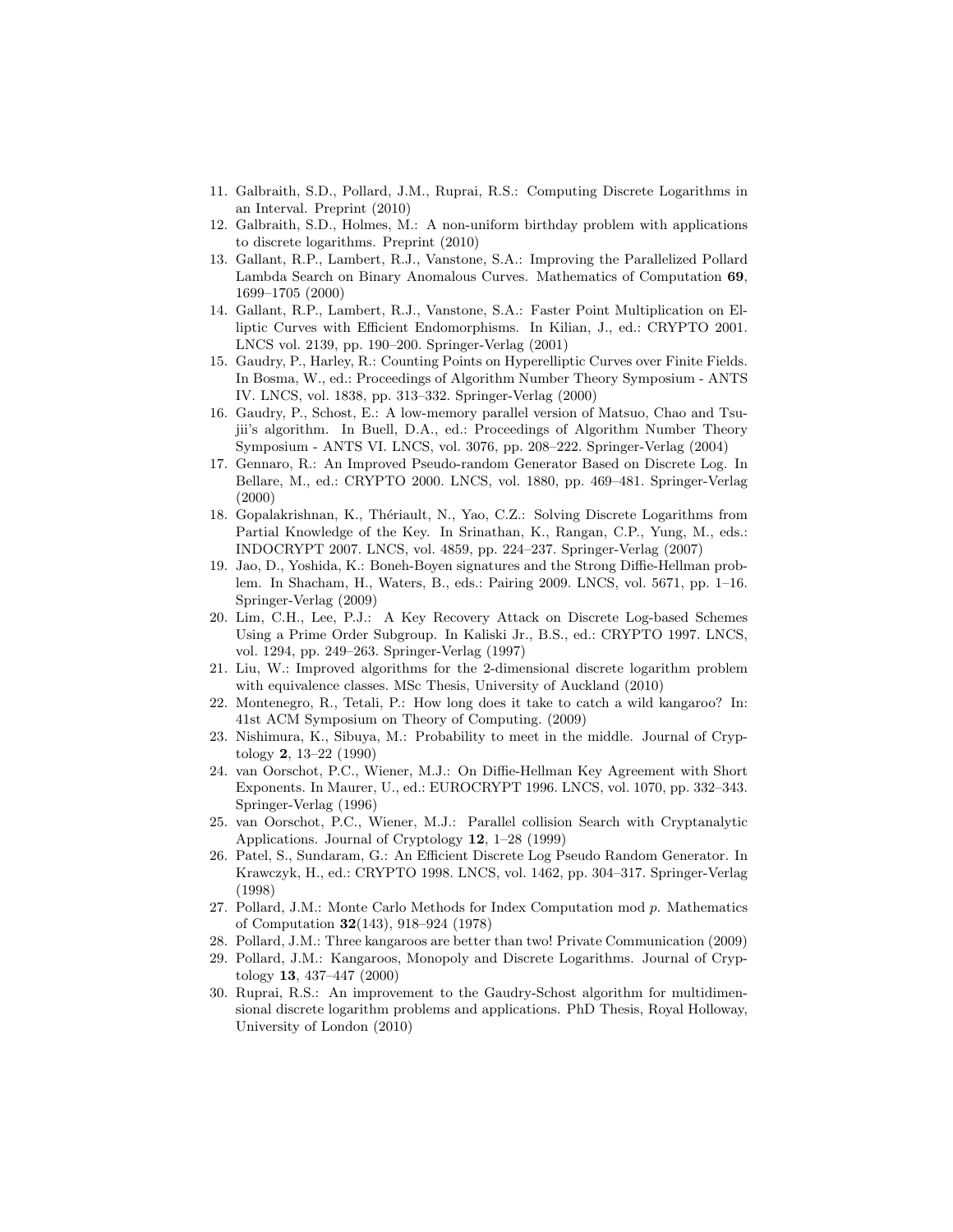11. Galbraith, S.D., Pollard, J.M., Ruprai, R.S.: Computing Discrete Logarithms in an Interval. Preprint (2010)
12. Galbraith, S.D., Holmes, M.: A non-uniform birthday problem with applications to discrete logarithms. Preprint (2010)
13. Gallant, R.P., Lambert, R.J., Vanstone, S.A.: Improving the Parallelized Pollard Lambda Search on Binary Anomalous Curves. Mathematics of Computation **69**, 1699–1705 (2000)
14. Gallant, R.P., Lambert, R.J., Vanstone, S.A.: Faster Point Multiplication on Elliptic Curves with Efficient Endomorphisms. In Kilian, J., ed.: CRYPTO 2001. LNCS vol. 2139, pp. 190–200. Springer-Verlag (2001)
15. Gaudry, P., Harley, R.: Counting Points on Hyperelliptic Curves over Finite Fields. In Bosma, W., ed.: Proceedings of Algorithm Number Theory Symposium - ANTS IV. LNCS, vol. 1838, pp. 313–332. Springer-Verlag (2000)
16. Gaudry, P., Schost, E.: A low-memory parallel version of Matsuo, Chao and Tsujii's algorithm. In Buell, D.A., ed.: Proceedings of Algorithm Number Theory Symposium - ANTS VI. LNCS, vol. 3076, pp. 208–222. Springer-Verlag (2004)
17. Gennaro, R.: An Improved Pseudo-random Generator Based on Discrete Log. In Bellare, M., ed.: CRYPTO 2000. LNCS, vol. 1880, pp. 469–481. Springer-Verlag (2000)
18. Gopalakrishnan, K., Thériault, N., Yao, C.Z.: Solving Discrete Logarithms from Partial Knowledge of the Key. In Srinathan, K., Rangan, C.P., Yung, M., eds.: INDOCRYPT 2007. LNCS, vol. 4859, pp. 224–237. Springer-Verlag (2007)
19. Jao, D., Yoshida, K.: Boneh-Boyen signatures and the Strong Diffie-Hellman problem. In Shacham, H., Waters, B., eds.: Pairing 2009. LNCS, vol. 5671, pp. 1–16. Springer-Verlag (2009)
20. Lim, C.H., Lee, P.J.: A Key Recovery Attack on Discrete Log-based Schemes Using a Prime Order Subgroup. In Kaliski Jr., B.S., ed.: CRYPTO 1997. LNCS, vol. 1294, pp. 249–263. Springer-Verlag (1997)
21. Liu, W.: Improved algorithms for the 2-dimensional discrete logarithm problem with equivalence classes. MSc Thesis, University of Auckland (2010)
22. Montenegro, R., Tetali, P.: How long does it take to catch a wild kangaroo? In: 41st ACM Symposium on Theory of Computing. (2009)
23. Nishimura, K., Sibuya, M.: Probability to meet in the middle. Journal of Cryptology **2**, 13–22 (1990)
24. van Oorschot, P.C., Wiener, M.J.: On Diffie-Hellman Key Agreement with Short Exponents. In Maurer, U., ed.: EUROCRYPT 1996. LNCS, vol. 1070, pp. 332–343. Springer-Verlag (1996)
25. van Oorschot, P.C., Wiener, M.J.: Parallel collision Search with Cryptanalytic Applications. Journal of Cryptology **12**, 1–28 (1999)
26. Patel, S., Sundaram, G.: An Efficient Discrete Log Pseudo Random Generator. In Krawczyk, H., ed.: CRYPTO 1998. LNCS, vol. 1462, pp. 304–317. Springer-Verlag (1998)
27. Pollard, J.M.: Monte Carlo Methods for Index Computation mod $p$. Mathematics of Computation **32**(143), 918–924 (1978)
28. Pollard, J.M.: Three kangaroos are better than two! Private Communication (2009)
29. Pollard, J.M.: Kangaroos, Monopoly and Discrete Logarithms. Journal of Cryptology **13**, 437–447 (2000)
30. Ruprai, R.S.: An improvement to the Gaudry-Schost algorithm for multidimensional discrete logarithm problems and applications. PhD Thesis, Royal Holloway, University of London (2010)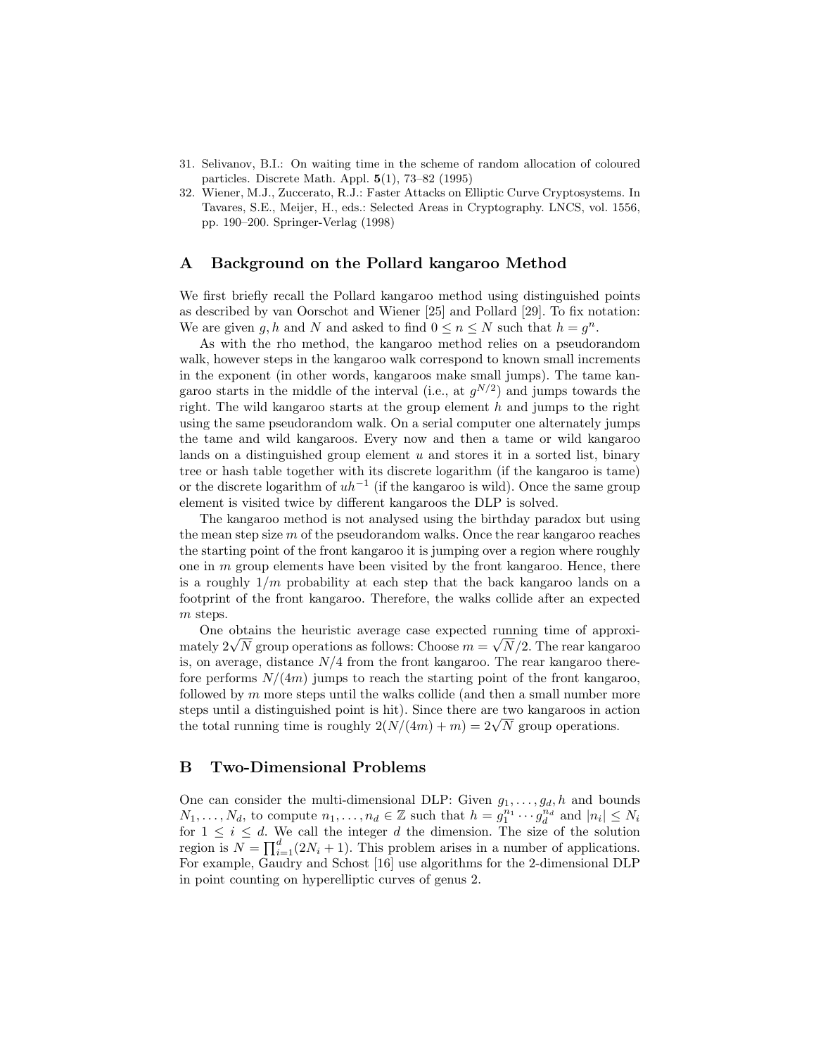31. Selivanov, B.I.: On waiting time in the scheme of random allocation of coloured particles. Discrete Math. Appl. **5**(1), 73–82 (1995)
32. Wiener, M.J., Zuccerato, R.J.: Faster Attacks on Elliptic Curve Cryptosystems. In Tavares, S.E., Meijer, H., eds.: Selected Areas in Cryptography. LNCS, vol. 1556, pp. 190–200. Springer-Verlag (1998)

## A Background on the Pollard kangaroo Method

We first briefly recall the Pollard kangaroo method using distinguished points as described by van Oorschot and Wiener [25] and Pollard [29]. To fix notation: We are given $g, h$ and $N$ and asked to find $0 \leq n \leq N$ such that $h = g^n$.

As with the rho method, the kangaroo method relies on a pseudorandom walk, however steps in the kangaroo walk correspond to known small increments in the exponent (in other words, kangaroos make small jumps). The tame kangaroo starts in the middle of the interval (i.e., at $g^{N/2}$) and jumps towards the right. The wild kangaroo starts at the group element $h$ and jumps to the right using the same pseudorandom walk. On a serial computer one alternately jumps the tame and wild kangaroos. Every now and then a tame or wild kangaroo lands on a distinguished group element $u$ and stores it in a sorted list, binary tree or hash table together with its discrete logarithm (if the kangaroo is tame) or the discrete logarithm of $uh^{-1}$ (if the kangaroo is wild). Once the same group element is visited twice by different kangaroos the DLP is solved.

The kangaroo method is not analysed using the birthday paradox but using the mean step size $m$ of the pseudorandom walks. Once the rear kangaroo reaches the starting point of the front kangaroo it is jumping over a region where roughly one in $m$ group elements have been visited by the front kangaroo. Hence, there is a roughly $1/m$ probability at each step that the back kangaroo lands on a footprint of the front kangaroo. Therefore, the walks collide after an expected $m$ steps.

One obtains the heuristic average case expected running time of approximately $2\sqrt{N}$ group operations as follows: Choose $m = \sqrt{N}/2$. The rear kangaroo is, on average, distance $N/4$ from the front kangaroo. The rear kangaroo therefore performs $N/(4m)$ jumps to reach the starting point of the front kangaroo, followed by $m$ more steps until the walks collide (and then a small number more steps until a distinguished point is hit). Since there are two kangaroos in action the total running time is roughly $2(N/(4m) + m) = 2\sqrt{N}$ group operations.

## B Two-Dimensional Problems

One can consider the multi-dimensional DLP: Given $g_1, \ldots, g_d, h$ and bounds $N_1, \ldots, N_d$, to compute $n_1, \ldots, n_d \in \mathbb{Z}$ such that $h = g_1^{n_1} \cdots g_d^{n_d}$ and $|n_i| \leq N_i$ for $1 \leq i \leq d$. We call the integer $d$ the dimension. The size of the solution region is $N = \prod_{i=1}^{d}(2N_i + 1)$. This problem arises in a number of applications. For example, Gaudry and Schost [16] use algorithms for the 2-dimensional DLP in point counting on hyperelliptic curves of genus 2.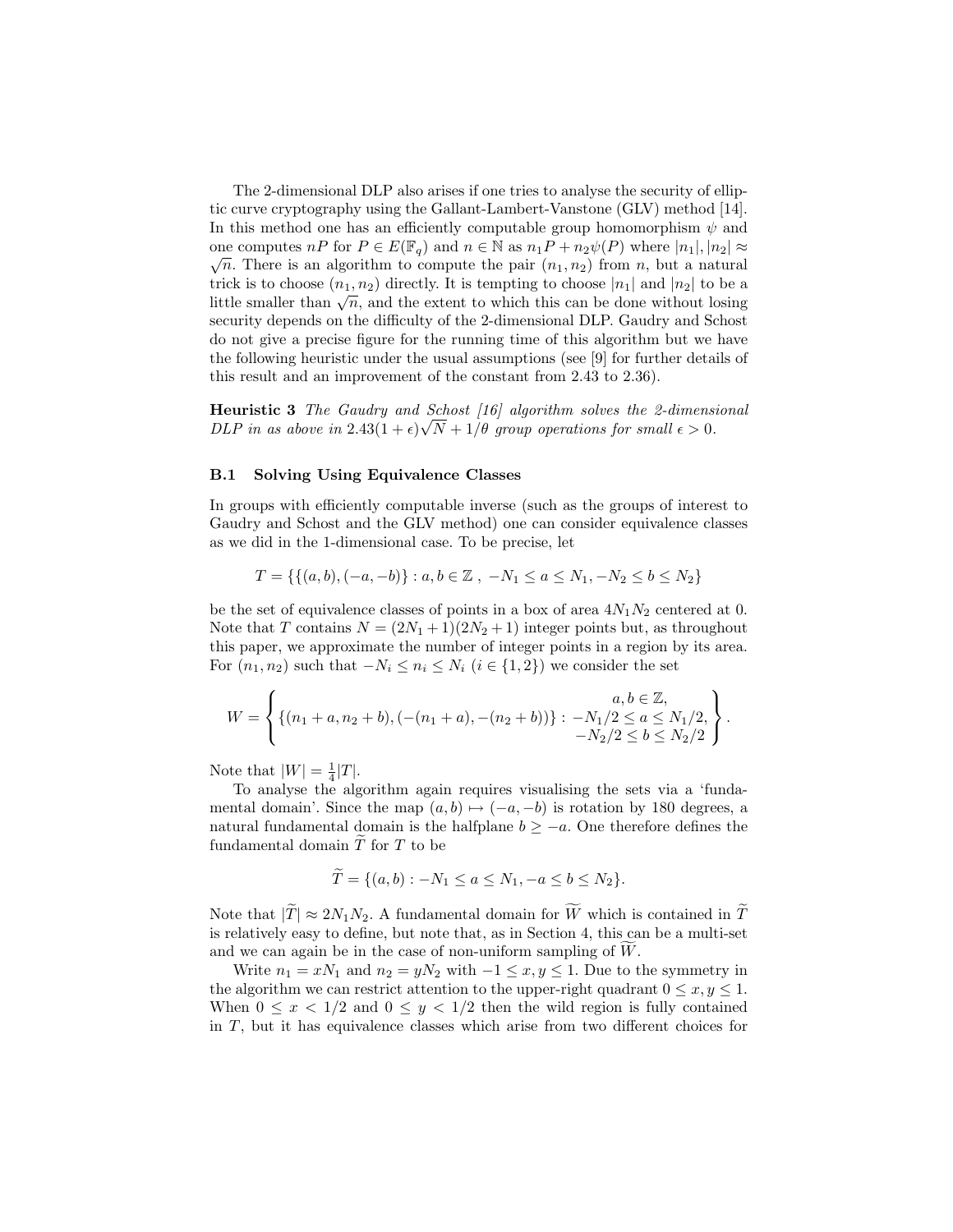The 2-dimensional DLP also arises if one tries to analyse the security of elliptic curve cryptography using the Gallant-Lambert-Vanstone (GLV) method [14]. In this method one has an efficiently computable group homomorphism $\psi$ and one computes $nP$ for $P \in E(\mathbb{F}_q)$ and $n \in \mathbb{N}$ as $n_1 P + n_2 \psi(P)$ where $|n_1|, |n_2| \approx \sqrt{n}$. There is an algorithm to compute the pair $(n_1, n_2)$ from $n$, but a natural trick is to choose $(n_1, n_2)$ directly. It is tempting to choose $|n_1|$ and $|n_2|$ to be a little smaller than $\sqrt{n}$, and the extent to which this can be done without losing security depends on the difficulty of the 2-dimensional DLP. Gaudry and Schost do not give a precise figure for the running time of this algorithm but we have the following heuristic under the usual assumptions (see [9] for further details of this result and an improvement of the constant from 2.43 to 2.36).

**Heuristic 3** *The Gaudry and Schost [16] algorithm solves the 2-dimensional DLP in as above in* $2.43(1+\epsilon)\sqrt{N} + 1/\theta$ *group operations for small* $\epsilon > 0$.

### B.1 Solving Using Equivalence Classes

In groups with efficiently computable inverse (such as the groups of interest to Gaudry and Schost and the GLV method) one can consider equivalence classes as we did in the 1-dimensional case. To be precise, let

$$T = \{\{(a,b), (-a,-b)\} : a, b \in \mathbb{Z}\ ,\ -N_1 \le a \le N_1, -N_2 \le b \le N_2\}$$

be the set of equivalence classes of points in a box of area $4N_1N_2$ centered at 0. Note that $T$ contains $N = (2N_1+1)(2N_2+1)$ integer points but, as throughout this paper, we approximate the number of integer points in a region by its area. For $(n_1, n_2)$ such that $-N_i \le n_i \le N_i$ $(i \in \{1,2\})$ we consider the set

$$W = \left\{ \{(n_1+a, n_2+b), (-(n_1+a), -(n_2+b))\} : \begin{array}{c} a, b \in \mathbb{Z}, \\ -N_1/2 \le a \le N_1/2, \\ -N_2/2 \le b \le N_2/2 \end{array} \right\}.$$

Note that $|W| = \frac{1}{4}|T|$.

To analyse the algorithm again requires visualising the sets via a 'fundamental domain'. Since the map $(a,b) \mapsto (-a,-b)$ is rotation by 180 degrees, a natural fundamental domain is the halfplane $b \ge -a$. One therefore defines the fundamental domain $\widetilde{T}$ for $T$ to be

$$\widetilde{T} = \{(a,b) : -N_1 \le a \le N_1, -a \le b \le N_2\}.$$

Note that $|\widetilde{T}| \approx 2N_1N_2$. A fundamental domain for $\widetilde{W}$ which is contained in $\widetilde{T}$ is relatively easy to define, but note that, as in Section 4, this can be a multi-set and we can again be in the case of non-uniform sampling of $\widetilde{W}$.

Write $n_1 = xN_1$ and $n_2 = yN_2$ with $-1 \le x, y \le 1$. Due to the symmetry in the algorithm we can restrict attention to the upper-right quadrant $0 \le x, y \le 1$. When $0 \le x < 1/2$ and $0 \le y < 1/2$ then the wild region is fully contained in $T$, but it has equivalence classes which arise from two different choices for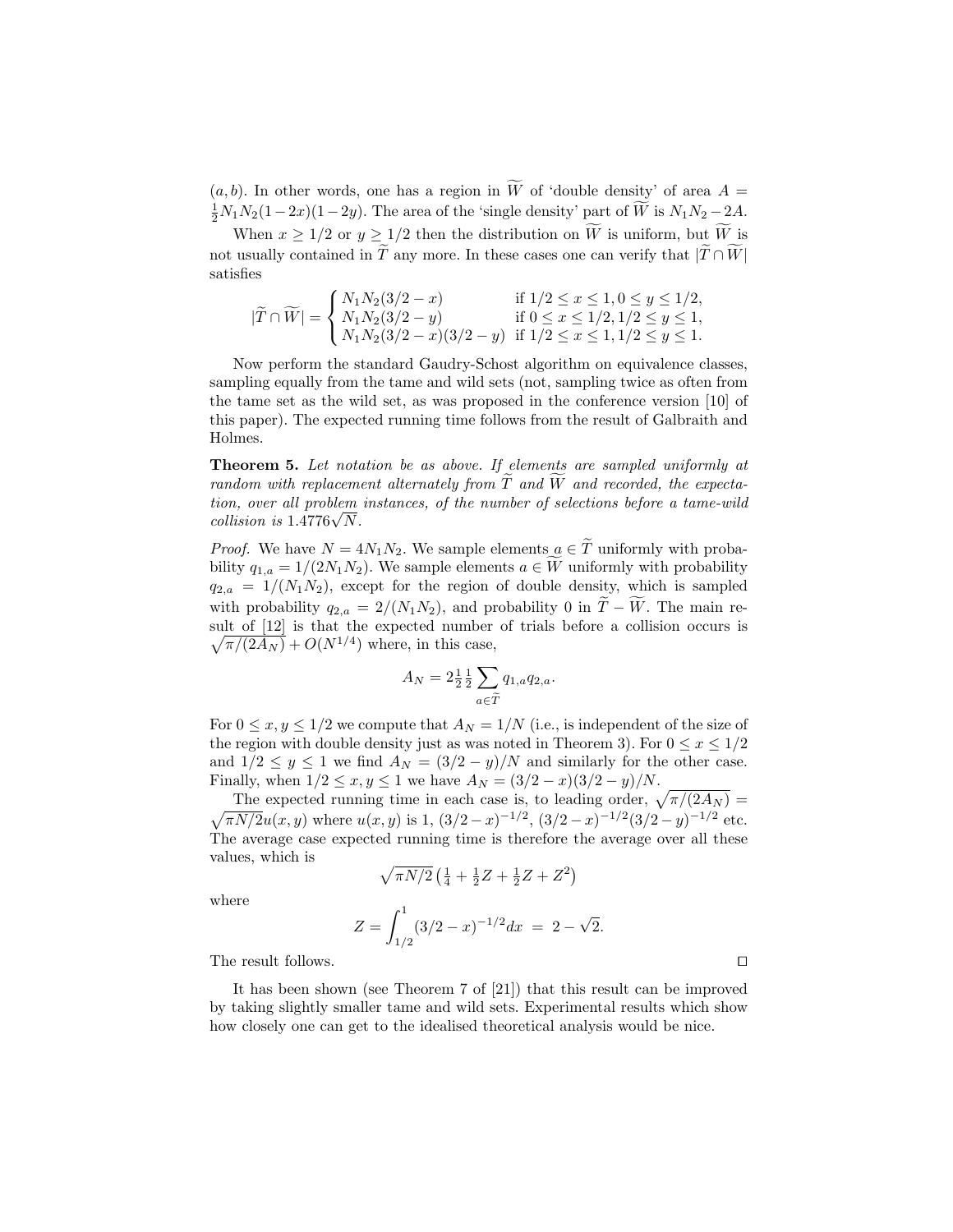$(a, b)$. In other words, one has a region in $\widetilde{W}$ of 'double density' of area $A = \frac{1}{2}N_1N_2(1-2x)(1-2y)$. The area of the 'single density' part of $\widetilde{W}$ is $N_1N_2 - 2A$.

When $x \geq 1/2$ or $y \geq 1/2$ then the distribution on $\widetilde{W}$ is uniform, but $\widetilde{W}$ is not usually contained in $\widetilde{T}$ any more. In these cases one can verify that $|\widetilde{T} \cap \widetilde{W}|$ satisfies

$$|\widetilde{T} \cap \widetilde{W}| = \begin{cases} N_1N_2(3/2 - x) & \text{if } 1/2 \leq x \leq 1, 0 \leq y \leq 1/2, \\ N_1N_2(3/2 - y) & \text{if } 0 \leq x \leq 1/2, 1/2 \leq y \leq 1, \\ N_1N_2(3/2 - x)(3/2 - y) & \text{if } 1/2 \leq x \leq 1, 1/2 \leq y \leq 1. \end{cases}$$

Now perform the standard Gaudry-Schost algorithm on equivalence classes, sampling equally from the tame and wild sets (not, sampling twice as often from the tame set as the wild set, as was proposed in the conference version [10] of this paper). The expected running time follows from the result of Galbraith and Holmes.

**Theorem 5.** *Let notation be as above. If elements are sampled uniformly at random with replacement alternately from $\widetilde{T}$ and $\widetilde{W}$ and recorded, the expectation, over all problem instances, of the number of selections before a tame-wild collision is $1.4776\sqrt{N}$.*

*Proof.* We have $N = 4N_1N_2$. We sample elements $a \in \widetilde{T}$ uniformly with probability $q_{1,a} = 1/(2N_1N_2)$. We sample elements $a \in \widetilde{W}$ uniformly with probability $q_{2,a} = 1/(N_1N_2)$, except for the region of double density, which is sampled with probability $q_{2,a} = 2/(N_1N_2)$, and probability 0 in $\widetilde{T} - \widetilde{W}$. The main result of [12] is that the expected number of trials before a collision occurs is $\sqrt{\pi/(2A_N)} + O(N^{1/4})$ where, in this case,

$$A_N = 2\tfrac{1}{2}\tfrac{1}{2}\sum_{a \in \widetilde{T}} q_{1,a}q_{2,a}.$$

For $0 \leq x, y \leq 1/2$ we compute that $A_N = 1/N$ (i.e., is independent of the size of the region with double density just as was noted in Theorem 3). For $0 \leq x \leq 1/2$ and $1/2 \leq y \leq 1$ we find $A_N = (3/2 - y)/N$ and similarly for the other case. Finally, when $1/2 \leq x, y \leq 1$ we have $A_N = (3/2 - x)(3/2 - y)/N$.

The expected running time in each case is, to leading order, $\sqrt{\pi/(2A_N)} = \sqrt{\pi N/2}\,u(x, y)$ where $u(x, y)$ is 1, $(3/2 - x)^{-1/2}$, $(3/2 - x)^{-1/2}(3/2 - y)^{-1/2}$ etc. The average case expected running time is therefore the average over all these values, which is

$$\sqrt{\pi N/2}\left(\tfrac{1}{4} + \tfrac{1}{2}Z + \tfrac{1}{2}Z + Z^2\right)$$

where

$$Z = \int_{1/2}^{1} (3/2 - x)^{-1/2}dx \;=\; 2 - \sqrt{2}.$$

The result follows. □

It has been shown (see Theorem 7 of [21]) that this result can be improved by taking slightly smaller tame and wild sets. Experimental results which show how closely one can get to the idealised theoretical analysis would be nice.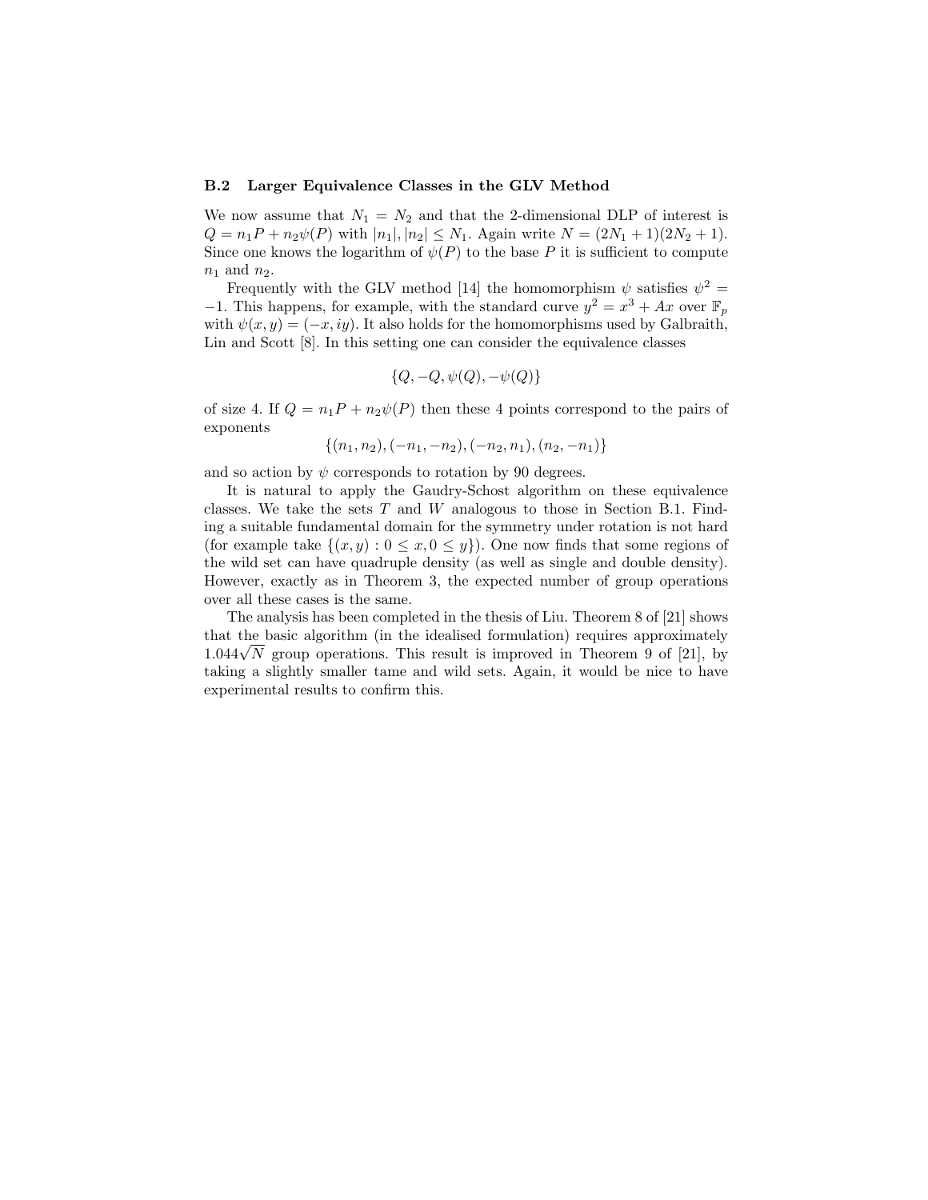### B.2 Larger Equivalence Classes in the GLV Method

We now assume that $N_1 = N_2$ and that the 2-dimensional DLP of interest is $Q = n_1 P + n_2 \psi(P)$ with $|n_1|, |n_2| \leq N_1$. Again write $N = (2N_1 + 1)(2N_2 + 1)$. Since one knows the logarithm of $\psi(P)$ to the base $P$ it is sufficient to compute $n_1$ and $n_2$.

Frequently with the GLV method [14] the homomorphism $\psi$ satisfies $\psi^2 = -1$. This happens, for example, with the standard curve $y^2 = x^3 + Ax$ over $\mathbb{F}_p$ with $\psi(x, y) = (-x, iy)$. It also holds for the homomorphisms used by Galbraith, Lin and Scott [8]. In this setting one can consider the equivalence classes

$$\{Q, -Q, \psi(Q), -\psi(Q)\}$$

of size 4. If $Q = n_1 P + n_2 \psi(P)$ then these 4 points correspond to the pairs of exponents

$$\{(n_1, n_2), (-n_1, -n_2), (-n_2, n_1), (n_2, -n_1)\}$$

and so action by $\psi$ corresponds to rotation by 90 degrees.

It is natural to apply the Gaudry-Schost algorithm on these equivalence classes. We take the sets $T$ and $W$ analogous to those in Section B.1. Finding a suitable fundamental domain for the symmetry under rotation is not hard (for example take $\{(x, y) : 0 \leq x, 0 \leq y\}$). One now finds that some regions of the wild set can have quadruple density (as well as single and double density). However, exactly as in Theorem 3, the expected number of group operations over all these cases is the same.

The analysis has been completed in the thesis of Liu. Theorem 8 of [21] shows that the basic algorithm (in the idealised formulation) requires approximately $1.044\sqrt{N}$ group operations. This result is improved in Theorem 9 of [21], by taking a slightly smaller tame and wild sets. Again, it would be nice to have experimental results to confirm this.